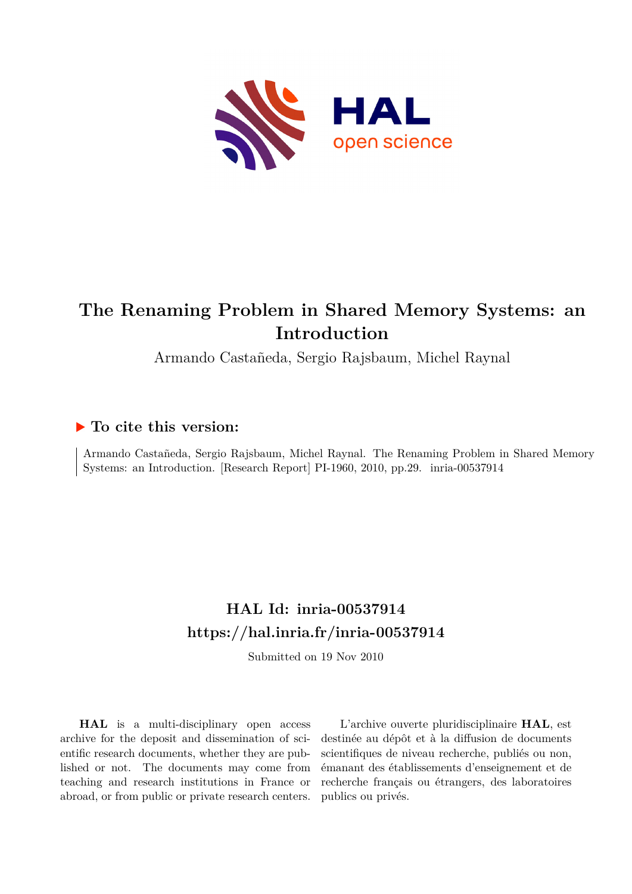# The Renaming Problem in Shared Memory Systems: an Introduction

Armando Castañeda, Sergio Rajsbaum, Michel Raynal

## ▶ To cite this version:

Armando Castañeda, Sergio Rajsbaum, Michel Raynal. The Renaming Problem in Shared Memory Systems: an Introduction. [Research Report] PI-1960, 2010, pp.29. inria-00537914

## HAL Id: inria-00537914
## https://hal.inria.fr/inria-00537914

Submitted on 19 Nov 2010

**HAL** is a multi-disciplinary open access archive for the deposit and dissemination of scientific research documents, whether they are published or not. The documents may come from teaching and research institutions in France or abroad, or from public or private research centers.

L'archive ouverte pluridisciplinaire **HAL**, est destinée au dépôt et à la diffusion de documents scientifiques de niveau recherche, publiés ou non, émanant des établissements d'enseignement et de recherche français ou étrangers, des laboratoires publics ou privés.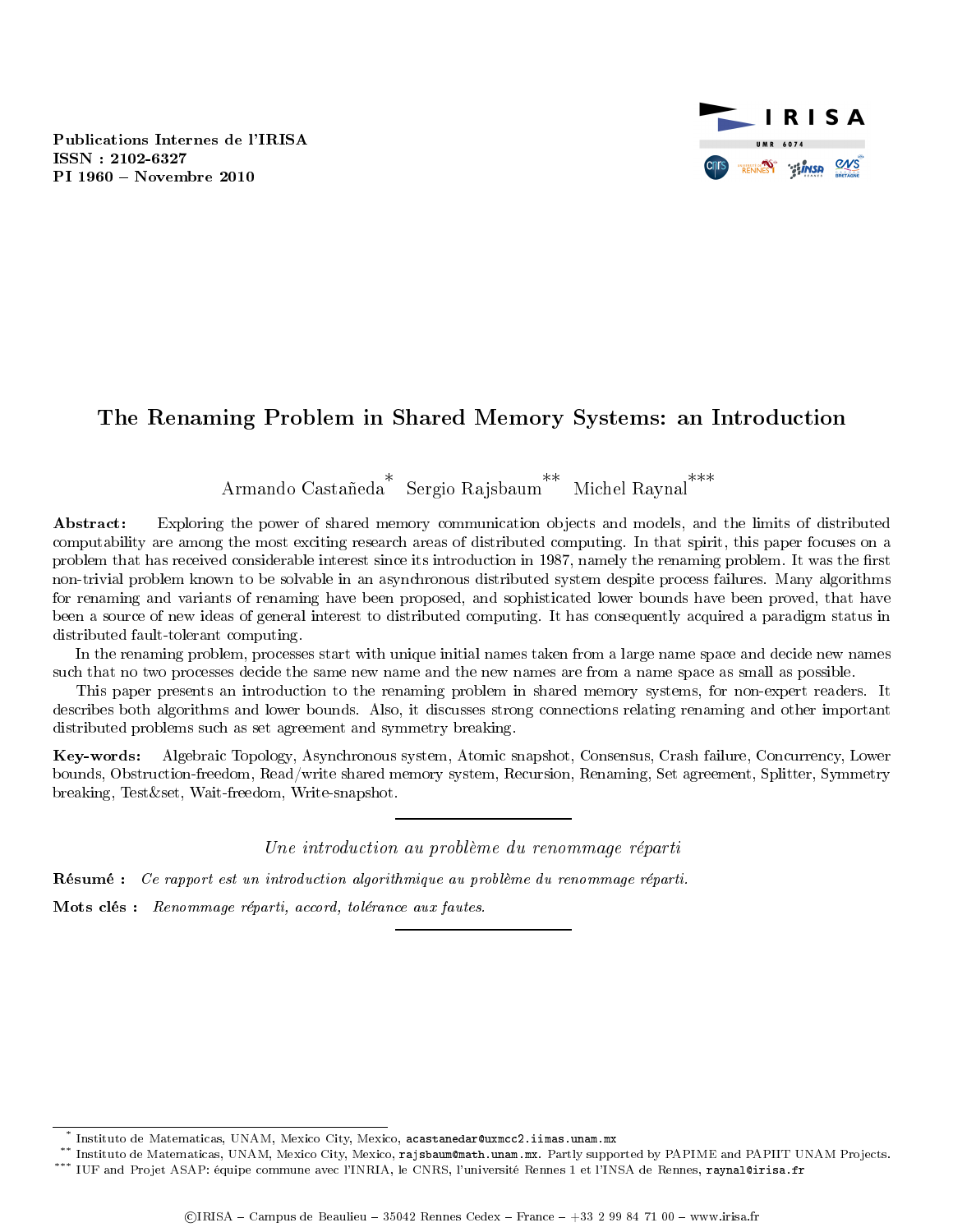Publications Internes de l'IRISA
ISSN : 2102-6327
PI 1960 – Novembre 2010

# The Renaming Problem in Shared Memory Systems: an Introduction

Armando Castañeda* Sergio Rajsbaum** Michel Raynal***

**Abstract:** Exploring the power of shared memory communication objects and models, and the limits of distributed computability are among the most exciting research areas of distributed computing. In that spirit, this paper focuses on a problem that has received considerable interest since its introduction in 1987, namely the renaming problem. It was the first non-trivial problem known to be solvable in an asynchronous distributed system despite process failures. Many algorithms for renaming and variants of renaming have been proposed, and sophisticated lower bounds have been proved, that have been a source of new ideas of general interest to distributed computing. It has consequently acquired a paradigm status in distributed fault-tolerant computing.

In the renaming problem, processes start with unique initial names taken from a large name space and decide new names such that no two processes decide the same new name and the new names are from a name space as small as possible.

This paper presents an introduction to the renaming problem in shared memory systems, for non-expert readers. It describes both algorithms and lower bounds. Also, it discusses strong connections relating renaming and other important distributed problems such as set agreement and symmetry breaking.

**Key-words:** Algebraic Topology, Asynchronous system, Atomic snapshot, Consensus, Crash failure, Concurrency, Lower bounds, Obstruction-freedom, Read/write shared memory system, Recursion, Renaming, Set agreement, Splitter, Symmetry breaking, Test&set, Wait-freedom, Write-snapshot.

---

*Une introduction au problème du renommage réparti*

**Résumé :** *Ce rapport est un introduction algorithmique au problème du renommage réparti.*

**Mots clés :** *Renommage réparti, accord, tolérance aux fautes.*

---

* Instituto de Matematicas, UNAM, Mexico City, Mexico, acastanedar@uxmcc2.iimas.unam.mx

** Instituto de Matematicas, UNAM, Mexico City, Mexico, rajsbaum@math.unam.mx. Partly supported by PAPIME and PAPIIT UNAM Projects.

*** IUF and Projet ASAP: équipe commune avec l'INRIA, le CNRS, l'université Rennes 1 et l'INSA de Rennes, raynal@irisa.fr

©IRISA – Campus de Beaulieu – 35042 Rennes Cedex – France – +33 2 99 84 71 00 – www.irisa.fr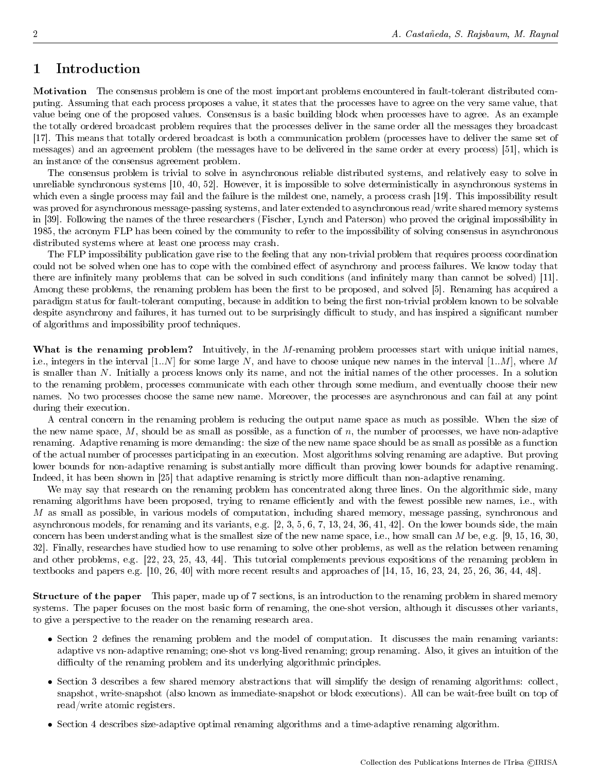# 1 Introduction

**Motivation** The consensus problem is one of the most important problems encountered in fault-tolerant distributed computing. Assuming that each process proposes a value, it states that the processes have to agree on the very same value, that value being one of the proposed values. Consensus is a basic building block when processes have to agree. As an example the totally ordered broadcast problem requires that the processes deliver in the same order all the messages they broadcast [17]. This means that totally ordered broadcast is both a communication problem (processes have to deliver the same set of messages) and an agreement problem (the messages have to be delivered in the same order at every process) [51], which is an instance of the consensus agreement problem.

The consensus problem is trivial to solve in asynchronous reliable distributed systems, and relatively easy to solve in unreliable synchronous systems [10, 40, 52]. However, it is impossible to solve deterministically in asynchronous systems in which even a single process may fail and the failure is the mildest one, namely, a process crash [19]. This impossibility result was proved for asynchronous message-passing systems, and later extended to asynchronous read/write shared memory systems in [39]. Following the names of the three researchers (Fischer, Lynch and Paterson) who proved the original impossibility in 1985, the acronym FLP has been coined by the community to refer to the impossibility of solving consensus in asynchronous distributed systems where at least one process may crash.

The FLP impossibility publication gave rise to the feeling that any non-trivial problem that requires process coordination could not be solved when one has to cope with the combined effect of asynchrony and process failures. We know today that there are infinitely many problems that can be solved in such conditions (and infinitely many than cannot be solved) [11]. Among these problems, the renaming problem has been the first to be proposed, and solved [5]. Renaming has acquired a paradigm status for fault-tolerant computing, because in addition to being the first non-trivial problem known to be solvable despite asynchrony and failures, it has turned out to be surprisingly difficult to study, and has inspired a significant number of algorithms and impossibility proof techniques.

**What is the renaming problem?** Intuitively, in the $M$-renaming problem processes start with unique initial names, i.e., integers in the interval $[1..N]$ for some large $N$, and have to choose unique new names in the interval $[1..M]$, where $M$ is smaller than $N$. Initially a process knows only its name, and not the initial names of the other processes. In a solution to the renaming problem, processes communicate with each other through some medium, and eventually choose their new names. No two processes choose the same new name. Moreover, the processes are asynchronous and can fail at any point during their execution.

A central concern in the renaming problem is reducing the output name space as much as possible. When the size of the new name space, $M$, should be as small as possible, as a function of $n$, the number of processes, we have non-adaptive renaming. Adaptive renaming is more demanding: the size of the new name space should be as small as possible as a function of the actual number of processes participating in an execution. Most algorithms solving renaming are adaptive. But proving lower bounds for non-adaptive renaming is substantially more difficult than proving lower bounds for adaptive renaming. Indeed, it has been shown in [25] that adaptive renaming is strictly more difficult than non-adaptive renaming.

We may say that research on the renaming problem has concentrated along three lines. On the algorithmic side, many renaming algorithms have been proposed, trying to rename efficiently and with the fewest possible new names, i.e., with $M$ as small as possible, in various models of computation, including shared memory, message passing, synchronous and asynchronous models, for renaming and its variants, e.g. [2, 3, 5, 6, 7, 13, 24, 36, 41, 42]. On the lower bounds side, the main concern has been understanding what is the smallest size of the new name space, i.e., how small can $M$ be, e.g. [9, 15, 16, 30, 32]. Finally, researches have studied how to use renaming to solve other problems, as well as the relation between renaming and other problems, e.g. [22, 23, 25, 43, 44]. This tutorial complements previous expositions of the renaming problem in textbooks and papers e.g. [10, 26, 40] with more recent results and approaches of [14, 15, 16, 23, 24, 25, 26, 36, 44, 48].

**Structure of the paper** This paper, made up of 7 sections, is an introduction to the renaming problem in shared memory systems. The paper focuses on the most basic form of renaming, the one-shot version, although it discusses other variants, to give a perspective to the reader on the renaming research area.

- Section 2 defines the renaming problem and the model of computation. It discusses the main renaming variants: adaptive vs non-adaptive renaming; one-shot vs long-lived renaming; group renaming. Also, it gives an intuition of the difficulty of the renaming problem and its underlying algorithmic principles.
- Section 3 describes a few shared memory abstractions that will simplify the design of renaming algorithms: collect, snapshot, write-snapshot (also known as immediate-snapshot or block executions). All can be wait-free built on top of read/write atomic registers.
- Section 4 describes size-adaptive optimal renaming algorithms and a time-adaptive renaming algorithm.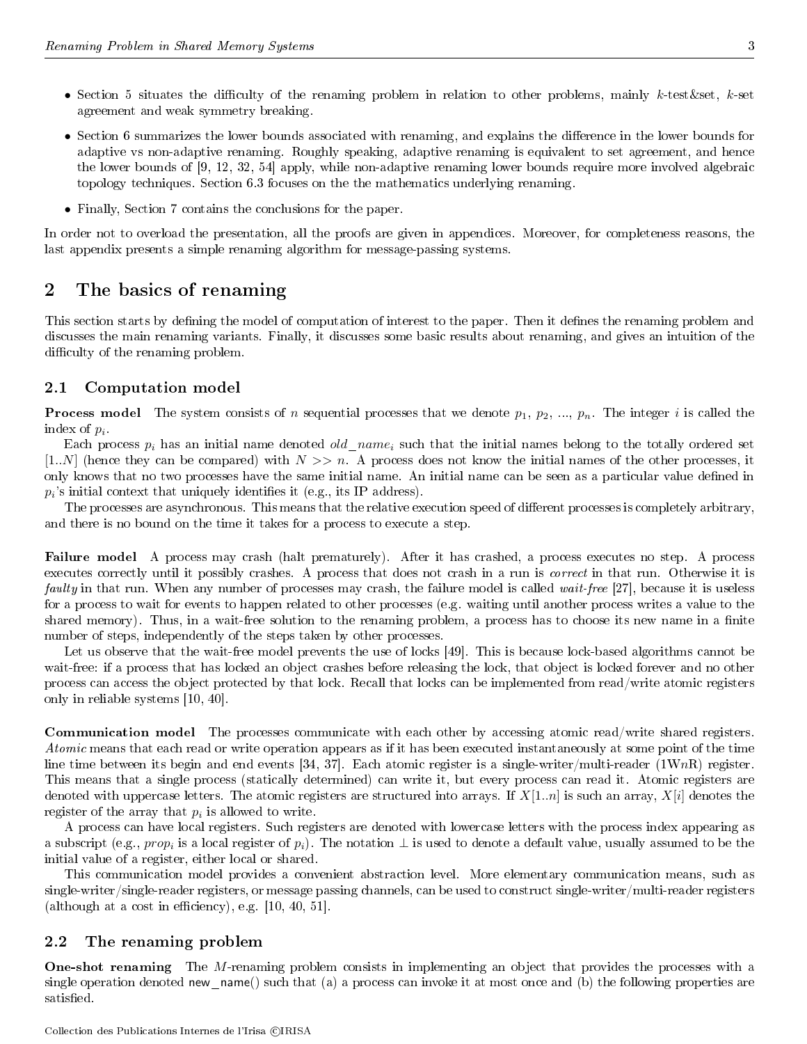- Section 5 situates the difficulty of the renaming problem in relation to other problems, mainly $k$-test&set, $k$-set agreement and weak symmetry breaking.
- Section 6 summarizes the lower bounds associated with renaming, and explains the difference in the lower bounds for adaptive vs non-adaptive renaming. Roughly speaking, adaptive renaming is equivalent to set agreement, and hence the lower bounds of [9, 12, 32, 54] apply, while non-adaptive renaming lower bounds require more involved algebraic topology techniques. Section 6.3 focuses on the the mathematics underlying renaming.
- Finally, Section 7 contains the conclusions for the paper.

In order not to overload the presentation, all the proofs are given in appendices. Moreover, for completeness reasons, the last appendix presents a simple renaming algorithm for message-passing systems.

## 2 The basics of renaming

This section starts by defining the model of computation of interest to the paper. Then it defines the renaming problem and discusses the main renaming variants. Finally, it discusses some basic results about renaming, and gives an intuition of the difficulty of the renaming problem.

### 2.1 Computation model

**Process model** The system consists of $n$ sequential processes that we denote $p_1$, $p_2$, ..., $p_n$. The integer $i$ is called the index of $p_i$.

Each process $p_i$ has an initial name denoted $old\_name_i$ such that the initial names belong to the totally ordered set $[1..N]$ (hence they can be compared) with $N >> n$. A process does not know the initial names of the other processes, it only knows that no two processes have the same initial name. An initial name can be seen as a particular value defined in $p_i$'s initial context that uniquely identifies it (e.g., its IP address).

The processes are asynchronous. This means that the relative execution speed of different processes is completely arbitrary, and there is no bound on the time it takes for a process to execute a step.

**Failure model** A process may crash (halt prematurely). After it has crashed, a process executes no step. A process executes correctly until it possibly crashes. A process that does not crash in a run is *correct* in that run. Otherwise it is *faulty* in that run. When any number of processes may crash, the failure model is called *wait-free* [27], because it is useless for a process to wait for events to happen related to other processes (e.g. waiting until another process writes a value to the shared memory). Thus, in a wait-free solution to the renaming problem, a process has to choose its new name in a finite number of steps, independently of the steps taken by other processes.

Let us observe that the wait-free model prevents the use of locks [49]. This is because lock-based algorithms cannot be wait-free: if a process that has locked an object crashes before releasing the lock, that object is locked forever and no other process can access the object protected by that lock. Recall that locks can be implemented from read/write atomic registers only in reliable systems [10, 40].

**Communication model** The processes communicate with each other by accessing atomic read/write shared registers. *Atomic* means that each read or write operation appears as if it has been executed instantaneously at some point of the time line time between its begin and end events [34, 37]. Each atomic register is a single-writer/multi-reader (1W$n$R) register. This means that a single process (statically determined) can write it, but every process can read it. Atomic registers are denoted with uppercase letters. The atomic registers are structured into arrays. If $X[1..n]$ is such an array, $X[i]$ denotes the register of the array that $p_i$ is allowed to write.

A process can have local registers. Such registers are denoted with lowercase letters with the process index appearing as a subscript (e.g., $prop_i$ is a local register of $p_i$). The notation $\perp$ is used to denote a default value, usually assumed to be the initial value of a register, either local or shared.

This communication model provides a convenient abstraction level. More elementary communication means, such as single-writer/single-reader registers, or message passing channels, can be used to construct single-writer/multi-reader registers (although at a cost in efficiency), e.g. [10, 40, 51].

### 2.2 The renaming problem

**One-shot renaming** The $M$-renaming problem consists in implementing an object that provides the processes with a single operation denoted `new_name()` such that (a) a process can invoke it at most once and (b) the following properties are satisfied.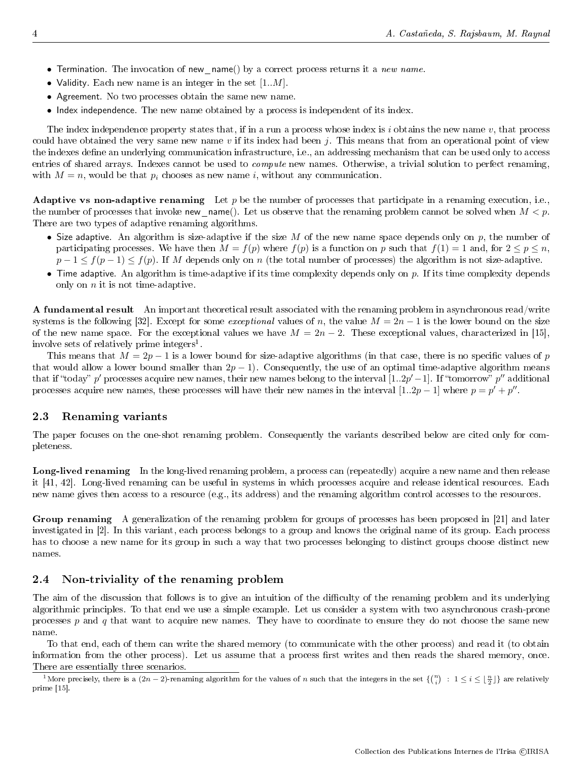- Termination. The invocation of new_name() by a correct process returns it a *new name*.
- Validity. Each new name is an integer in the set $[1..M]$.
- Agreement. No two processes obtain the same new name.
- Index independence. The new name obtained by a process is independent of its index.

The index independence property states that, if in a run a process whose index is $i$ obtains the new name $v$, that process could have obtained the very same new name $v$ if its index had been $j$. This means that from an operational point of view the indexes define an underlying communication infrastructure, i.e., an addressing mechanism that can be used only to access entries of shared arrays. Indexes cannot be used to *compute* new names. Otherwise, a trivial solution to perfect renaming, with $M = n$, would be that $p_i$ chooses as new name $i$, without any communication.

**Adaptive vs non-adaptive renaming** Let $p$ be the number of processes that participate in a renaming execution, i.e., the number of processes that invoke new_name(). Let us observe that the renaming problem cannot be solved when $M < p$. There are two types of adaptive renaming algorithms.

- Size adaptive. An algorithm is size-adaptive if the size $M$ of the new name space depends only on $p$, the number of participating processes. We have then $M = f(p)$ where $f(p)$ is a function on $p$ such that $f(1) = 1$ and, for $2 \leq p \leq n$, $p - 1 \leq f(p-1) \leq f(p)$. If $M$ depends only on $n$ (the total number of processes) the algorithm is not size-adaptive.
- Time adaptive. An algorithm is time-adaptive if its time complexity depends only on $p$. If its time complexity depends only on $n$ it is not time-adaptive.

**A fundamental result** An important theoretical result associated with the renaming problem in asynchronous read/write systems is the following [32]. Except for some *exceptional* values of $n$, the value $M = 2n - 1$ is the lower bound on the size of the new name space. For the exceptional values we have $M = 2n - 2$. These exceptional values, characterized in [15], involve sets of relatively prime integers[1].

This means that $M = 2p - 1$ is a lower bound for size-adaptive algorithms (in that case, there is no specific values of $p$ that would allow a lower bound smaller than $2p - 1$). Consequently, the use of an optimal time-adaptive algorithm means that if "today" $p'$ processes acquire new names, their new names belong to the interval $[1..2p' - 1]$. If "tomorrow" $p''$ additional processes acquire new names, these processes will have their new names in the interval $[1..2p - 1]$ where $p = p' + p''$.

## 2.3 Renaming variants

The paper focuses on the one-shot renaming problem. Consequently the variants described below are cited only for completeness.

**Long-lived renaming** In the long-lived renaming problem, a process can (repeatedly) acquire a new name and then release it [41, 42]. Long-lived renaming can be useful in systems in which processes acquire and release identical resources. Each new name gives then access to a resource (e.g., its address) and the renaming algorithm control accesses to the resources.

**Group renaming** A generalization of the renaming problem for groups of processes has been proposed in [21] and later investigated in [2]. In this variant, each process belongs to a group and knows the original name of its group. Each process has to choose a new name for its group in such a way that two processes belonging to distinct groups choose distinct new names.

## 2.4 Non-triviality of the renaming problem

The aim of the discussion that follows is to give an intuition of the difficulty of the renaming problem and its underlying algorithmic principles. To that end we use a simple example. Let us consider a system with two asynchronous crash-prone processes $p$ and $q$ that want to acquire new names. They have to coordinate to ensure they do not choose the same new name.

To that end, each of them can write the shared memory (to communicate with the other process) and read it (to obtain information from the other process). Let us assume that a process first writes and then reads the shared memory, once. There are essentially three scenarios.

[1] More precisely, there is a $(2n-2)$-renaming algorithm for the values of $n$ such that the integers in the set $\{\binom{n}{i} \; : \; 1 \leq i \leq \lfloor \frac{n}{2} \rfloor\}$ are relatively prime [15].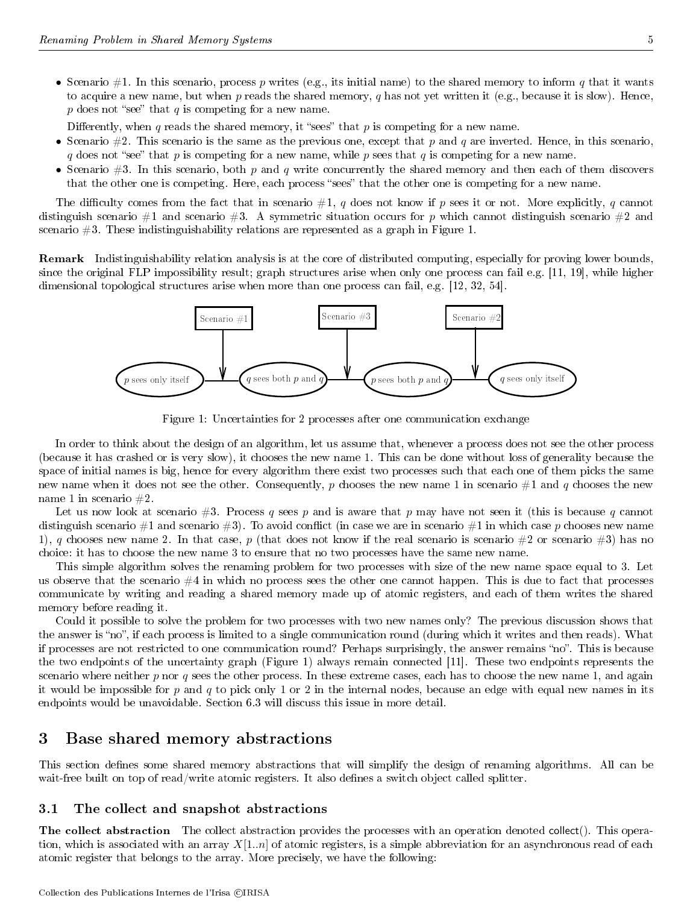- Scenario #1. In this scenario, process $p$ writes (e.g., its initial name) to the shared memory to inform $q$ that it wants to acquire a new name, but when $p$ reads the shared memory, $q$ has not yet written it (e.g., because it is slow). Hence, $p$ does not "see" that $q$ is competing for a new name.

  Differently, when $q$ reads the shared memory, it "sees" that $p$ is competing for a new name.
- Scenario #2. This scenario is the same as the previous one, except that $p$ and $q$ are inverted. Hence, in this scenario, $q$ does not "see" that $p$ is competing for a new name, while $p$ sees that $q$ is competing for a new name.
- Scenario #3. In this scenario, both $p$ and $q$ write concurrently the shared memory and then each of them discovers that the other one is competing. Here, each process "sees" that the other one is competing for a new name.

The difficulty comes from the fact that in scenario #1, $q$ does not know if $p$ sees it or not. More explicitly, $q$ cannot distinguish scenario #1 and scenario #3. A symmetric situation occurs for $p$ which cannot distinguish scenario #2 and scenario #3. These indistinguishability relations are represented as a graph in Figure 1.

**Remark** Indistinguishability relation analysis is at the core of distributed computing, especially for proving lower bounds, since the original FLP impossibility result; graph structures arise when only one process can fail e.g. [11, 19], while higher dimensional topological structures arise when more than one process can fail, e.g. [12, 32, 54].

Scenario #1 | Scenario #3 | Scenario #2

$p$ sees only itself — $q$ sees both $p$ and $q$ — $p$ sees both $p$ and $q$ — $q$ sees only itself

Figure 1: Uncertainties for 2 processes after one communication exchange

In order to think about the design of an algorithm, let us assume that, whenever a process does not see the other process (because it has crashed or is very slow), it chooses the new name 1. This can be done without loss of generality because the space of initial names is big, hence for every algorithm there exist two processes such that each one of them picks the same new name when it does not see the other. Consequently, $p$ chooses the new name 1 in scenario #1 and $q$ chooses the new name 1 in scenario #2.

Let us now look at scenario #3. Process $q$ sees $p$ and is aware that $p$ may have not seen it (this is because $q$ cannot distinguish scenario #1 and scenario #3). To avoid conflict (in case we are in scenario #1 in which case $p$ chooses new name 1), $q$ chooses new name 2. In that case, $p$ (that does not know if the real scenario is scenario #2 or scenario #3) has no choice: it has to choose the new name 3 to ensure that no two processes have the same new name.

This simple algorithm solves the renaming problem for two processes with size of the new name space equal to 3. Let us observe that the scenario #4 in which no process sees the other one cannot happen. This is due to fact that processes communicate by writing and reading a shared memory made up of atomic registers, and each of them writes the shared memory before reading it.

Could it possible to solve the problem for two processes with two new names only? The previous discussion shows that the answer is "no", if each process is limited to a single communication round (during which it writes and then reads). What if processes are not restricted to one communication round? Perhaps surprisingly, the answer remains "no". This is because the two endpoints of the uncertainty graph (Figure 1) always remain connected [11]. These two endpoints represents the scenario where neither $p$ nor $q$ sees the other process. In these extreme cases, each has to choose the new name 1, and again it would be impossible for $p$ and $q$ to pick only 1 or 2 in the internal nodes, because an edge with equal new names in its endpoints would be unavoidable. Section 6.3 will discuss this issue in more detail.

# 3 Base shared memory abstractions

This section defines some shared memory abstractions that will simplify the design of renaming algorithms. All can be wait-free built on top of read/write atomic registers. It also defines a switch object called splitter.

## 3.1 The collect and snapshot abstractions

**The collect abstraction** The collect abstraction provides the processes with an operation denoted collect(). This operation, which is associated with an array $X[1..n]$ of atomic registers, is a simple abbreviation for an asynchronous read of each atomic register that belongs to the array. More precisely, we have the following: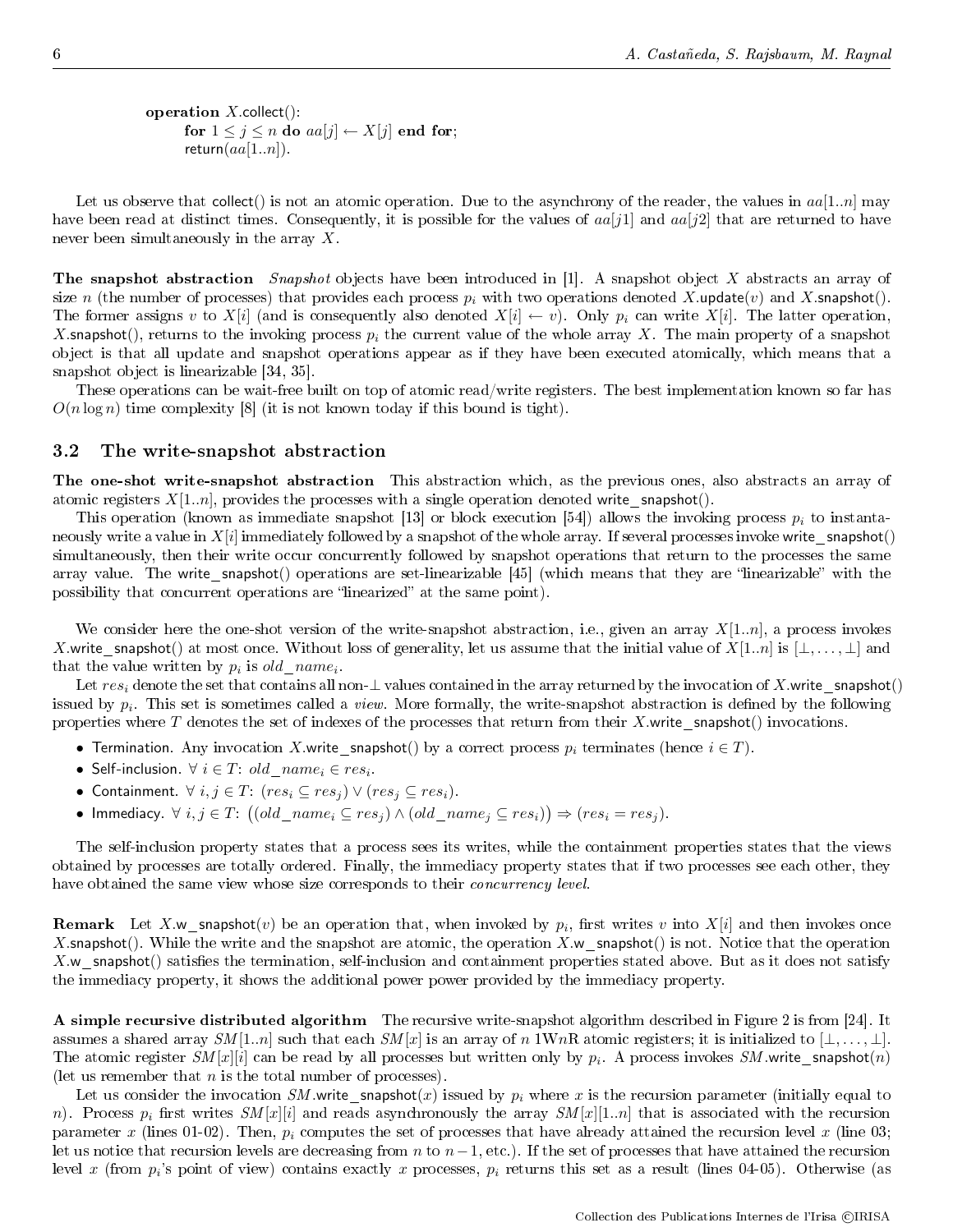```
operation X.collect():
    for 1 ≤ j ≤ n do aa[j] ← X[j] end for;
    return(aa[1..n]).
```

Let us observe that collect() is not an atomic operation. Due to the asynchrony of the reader, the values in $aa[1..n]$ may have been read at distinct times. Consequently, it is possible for the values of $aa[j1]$ and $aa[j2]$ that are returned to have never been simultaneously in the array $X$.

**The snapshot abstraction** *Snapshot* objects have been introduced in [1]. A snapshot object $X$ abstracts an array of size $n$ (the number of processes) that provides each process $p_i$ with two operations denoted $X$.update($v$) and $X$.snapshot(). The former assigns $v$ to $X[i]$ (and is consequently also denoted $X[i] \leftarrow v$). Only $p_i$ can write $X[i]$. The latter operation, $X$.snapshot(), returns to the invoking process $p_i$ the current value of the whole array $X$. The main property of a snapshot object is that all update and snapshot operations appear as if they have been executed atomically, which means that a snapshot object is linearizable [34, 35].

These operations can be wait-free built on top of atomic read/write registers. The best implementation known so far has $O(n \log n)$ time complexity [8] (it is not known today if this bound is tight).

## 3.2 The write-snapshot abstraction

**The one-shot write-snapshot abstraction** This abstraction which, as the previous ones, also abstracts an array of atomic registers $X[1..n]$, provides the processes with a single operation denoted write_snapshot().

This operation (known as immediate snapshot [13] or block execution [54]) allows the invoking process $p_i$ to instantaneously write a value in $X[i]$ immediately followed by a snapshot of the whole array. If several processes invoke write_snapshot() simultaneously, then their write occur concurrently followed by snapshot operations that return to the processes the same array value. The write_snapshot() operations are set-linearizable [45] (which means that they are "linearizable" with the possibility that concurrent operations are "linearized" at the same point).

We consider here the one-shot version of the write-snapshot abstraction, i.e., given an array $X[1..n]$, a process invokes $X$.write_snapshot() at most once. Without loss of generality, let us assume that the initial value of $X[1..n]$ is $[\bot, \ldots, \bot]$ and that the value written by $p_i$ is $old\_name_i$.

Let $res_i$ denote the set that contains all non-$\bot$ values contained in the array returned by the invocation of $X$.write_snapshot() issued by $p_i$. This set is sometimes called a *view*. More formally, the write-snapshot abstraction is defined by the following properties where $T$ denotes the set of indexes of the processes that return from their $X$.write_snapshot() invocations.

- Termination. Any invocation $X$.write_snapshot() by a correct process $p_i$ terminates (hence $i \in T$).
- Self-inclusion. $\forall\ i \in T$: $old\_name_i \in res_i$.
- Containment. $\forall\ i, j \in T$: $(res_i \subseteq res_j) \vee (res_j \subseteq res_i)$.
- Immediacy. $\forall\ i, j \in T$: $\big((old\_name_i \subseteq res_j) \wedge (old\_name_j \subseteq res_i)\big) \Rightarrow (res_i = res_j)$.

The self-inclusion property states that a process sees its writes, while the containment properties states that the views obtained by processes are totally ordered. Finally, the immediacy property states that if two processes see each other, they have obtained the same view whose size corresponds to their *concurrency level*.

**Remark** Let $X$.w_snapshot($v$) be an operation that, when invoked by $p_i$, first writes $v$ into $X[i]$ and then invokes once $X$.snapshot(). While the write and the snapshot are atomic, the operation $X$.w_snapshot() is not. Notice that the operation $X$.w_snapshot() satisfies the termination, self-inclusion and containment properties stated above. But as it does not satisfy the immediacy property, it shows the additional power power provided by the immediacy property.

**A simple recursive distributed algorithm** The recursive write-snapshot algorithm described in Figure 2 is from [24]. It assumes a shared array $SM[1..n]$ such that each $SM[x]$ is an array of $n$ 1W$n$R atomic registers; it is initialized to $[\bot, \ldots, \bot]$. The atomic register $SM[x][i]$ can be read by all processes but written only by $p_i$. A process invokes $SM$.write_snapshot($n$) (let us remember that $n$ is the total number of processes).

Let us consider the invocation $SM$.write_snapshot($x$) issued by $p_i$ where $x$ is the recursion parameter (initially equal to $n$). Process $p_i$ first writes $SM[x][i]$ and reads asynchronously the array $SM[x][1..n]$ that is associated with the recursion parameter $x$ (lines 01-02). Then, $p_i$ computes the set of processes that have already attained the recursion level $x$ (line 03; let us notice that recursion levels are decreasing from $n$ to $n-1$, etc.). If the set of processes that have attained the recursion level $x$ (from $p_i$'s point of view) contains exactly $x$ processes, $p_i$ returns this set as a result (lines 04-05). Otherwise (as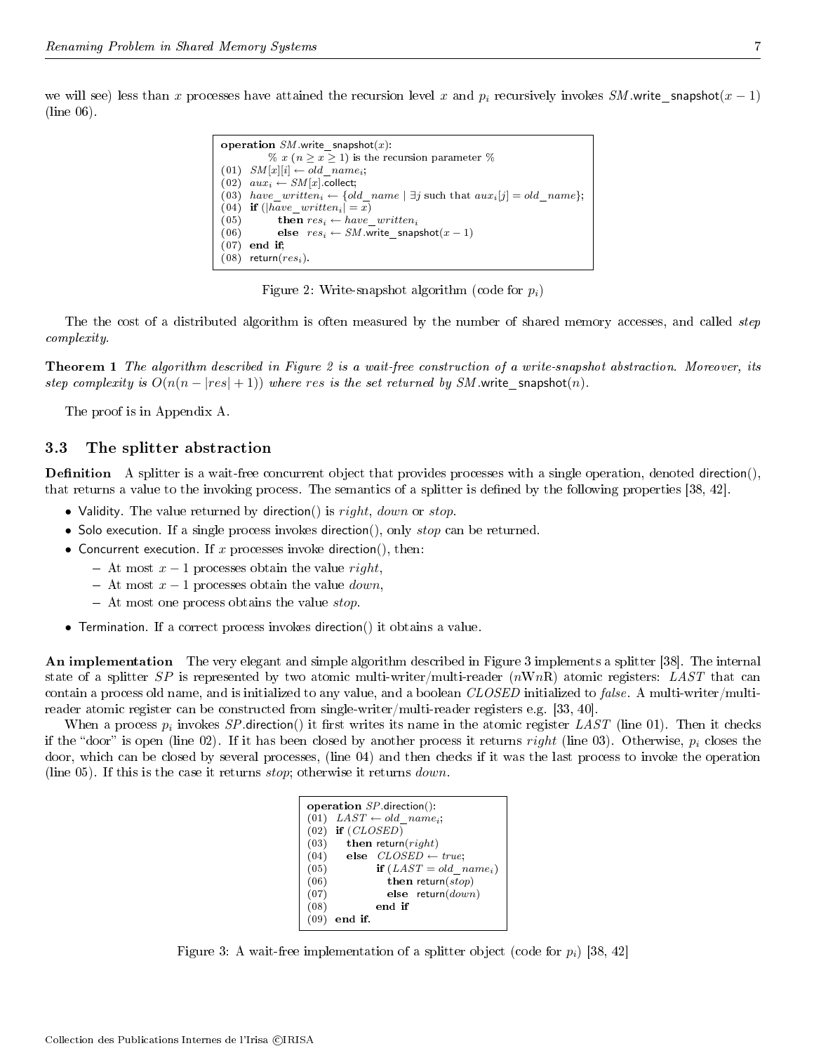we will see) less than $x$ processes have attained the recursion level $x$ and $p_i$ recursively invokes $SM$.write_snapshot$(x-1)$ (line 06).

```
operation SM.write_snapshot(x):
          % x (n ≥ x ≥ 1) is the recursion parameter %
(01)  SM[x][i] ← old_name_i;
(02)  aux_i ← SM[x].collect;
(03)  have_written_i ← {old_name | ∃j such that aux_i[j] = old_name};
(04)  if (|have_written_i| = x)
(05)        then res_i ← have_written_i
(06)        else  res_i ← SM.write_snapshot(x − 1)
(07)  end if;
(08)  return(res_i).
```

Figure 2: Write-snapshot algorithm (code for $p_i$)

The the cost of a distributed algorithm is often measured by the number of shared memory accesses, and called *step complexity*.

**Theorem 1** *The algorithm described in Figure 2 is a wait-free construction of a write-snapshot abstraction. Moreover, its step complexity is $O(n(n-|res|+1))$ where $res$ is the set returned by $SM$.write_snapshot$(n)$.*

The proof is in Appendix A.

### 3.3 The splitter abstraction

**Definition** A splitter is a wait-free concurrent object that provides processes with a single operation, denoted direction(), that returns a value to the invoking process. The semantics of a splitter is defined by the following properties [38, 42].

- Validity. The value returned by direction() is *right*, *down* or *stop*.
- Solo execution. If a single process invokes direction(), only *stop* can be returned.
- Concurrent execution. If $x$ processes invoke direction(), then:
  - At most $x-1$ processes obtain the value *right*,
  - At most $x-1$ processes obtain the value *down*,
  - At most one process obtains the value *stop*.
- Termination. If a correct process invokes direction() it obtains a value.

**An implementation** The very elegant and simple algorithm described in Figure 3 implements a splitter [38]. The internal state of a splitter $SP$ is represented by two atomic multi-writer/multi-reader ($n$W$n$R) atomic registers: $LAST$ that can contain a process old name, and is initialized to any value, and a boolean $CLOSED$ initialized to *false*. A multi-writer/multi-reader atomic register can be constructed from single-writer/multi-reader registers e.g. [33, 40].

When a process $p_i$ invokes $SP$.direction() it first writes its name in the atomic register $LAST$ (line 01). Then it checks if the "door" is open (line 02). If it has been closed by another process it returns *right* (line 03). Otherwise, $p_i$ closes the door, which can be closed by several processes, (line 04) and then checks if it was the last process to invoke the operation (line 05). If this is the case it returns *stop*; otherwise it returns *down*.

```
operation SP.direction():
(01)  LAST ← old_name_i;
(02)  if (CLOSED)
(03)     then return(right)
(04)     else  CLOSED ← true;
(05)           if (LAST = old_name_i)
(06)              then return(stop)
(07)              else  return(down)
(08)           end if
(09)  end if.
```

Figure 3: A wait-free implementation of a splitter object (code for $p_i$) [38, 42]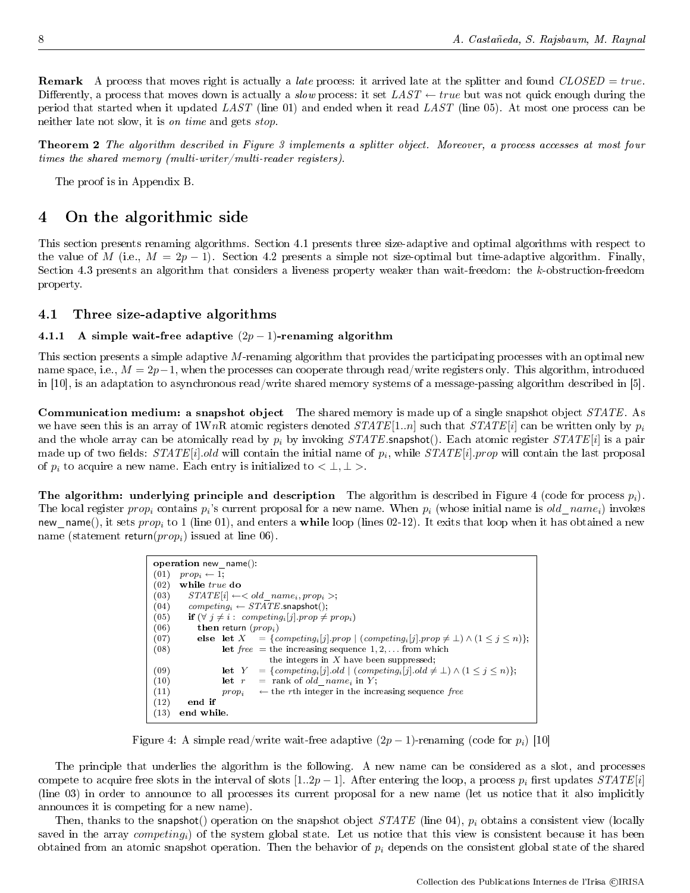**Remark** A process that moves right is actually a *late* process: it arrived late at the splitter and found $CLOSED = true$. Differently, a process that moves down is actually a *slow* process: it set $LAST \leftarrow true$ but was not quick enough during the period that started when it updated $LAST$ (line 01) and ended when it read $LAST$ (line 05). At most one process can be neither late not slow, it is *on time* and gets *stop*.

**Theorem 2** *The algorithm described in Figure 3 implements a splitter object. Moreover, a process accesses at most four times the shared memory (multi-writer/multi-reader registers).*

The proof is in Appendix B.

# 4 On the algorithmic side

This section presents renaming algorithms. Section 4.1 presents three size-adaptive and optimal algorithms with respect to the value of $M$ (i.e., $M = 2p - 1$). Section 4.2 presents a simple not size-optimal but time-adaptive algorithm. Finally, Section 4.3 presents an algorithm that considers a liveness property weaker than wait-freedom: the $k$-obstruction-freedom property.

## 4.1 Three size-adaptive algorithms

### 4.1.1 A simple wait-free adaptive $(2p - 1)$-renaming algorithm

This section presents a simple adaptive $M$-renaming algorithm that provides the participating processes with an optimal new name space, i.e., $M = 2p-1$, when the processes can cooperate through read/write registers only. This algorithm, introduced in [10], is an adaptation to asynchronous read/write shared memory systems of a message-passing algorithm described in [5].

**Communication medium: a snapshot object** The shared memory is made up of a single snapshot object $STATE$. As we have seen this is an array of 1W$n$R atomic registers denoted $STATE[1..n]$ such that $STATE[i]$ can be written only by $p_i$ and the whole array can be atomically read by $p_i$ by invoking $STATE$.snapshot(). Each atomic register $STATE[i]$ is a pair made up of two fields: $STATE[i].old$ will contain the initial name of $p_i$, while $STATE[i].prop$ will contain the last proposal of $p_i$ to acquire a new name. Each entry is initialized to $< \perp, \perp >$.

**The algorithm: underlying principle and description** The algorithm is described in Figure 4 (code for process $p_i$). The local register $prop_i$ contains $p_i$'s current proposal for a new name. When $p_i$ (whose initial name is $old\_name_i$) invokes new_name(), it sets $prop_i$ to 1 (line 01), and enters a **while** loop (lines 02-12). It exits that loop when it has obtained a new name (statement return($prop_i$) issued at line 06).

```
operation new_name():
(01)  prop_i ← 1;
(02)  while true do
(03)     STATE[i] ← < old_name_i, prop_i >;
(04)     competing_i ← STATE.snapshot();
(05)     if (∀ j ≠ i : competing_i[j].prop ≠ prop_i)
(06)        then return (prop_i)
(07)        else let X    = {competing_i[j].prop | (competing_i[j].prop ≠ ⊥) ∧ (1 ≤ j ≤ n)};
(08)             let free = the increasing sequence 1, 2, ... from which
                             the integers in X have been suppressed;
(09)             let Y    = {competing_i[j].old | (competing_i[j].old ≠ ⊥) ∧ (1 ≤ j ≤ n)};
(10)             let r    = rank of old_name_i in Y;
(11)             prop_i   ← the rth integer in the increasing sequence free
(12)     end if
(13)  end while.
```

Figure 4: A simple read/write wait-free adaptive $(2p - 1)$-renaming (code for $p_i$) [10]

The principle that underlies the algorithm is the following. A new name can be considered as a slot, and processes compete to acquire free slots in the interval of slots $[1..2p - 1]$. After entering the loop, a process $p_i$ first updates $STATE[i]$ (line 03) in order to announce to all processes its current proposal for a new name (let us notice that it also implicitly announces it is competing for a new name).

Then, thanks to the snapshot() operation on the snapshot object $STATE$ (line 04), $p_i$ obtains a consistent view (locally saved in the array $competing_i$) of the system global state. Let us notice that this view is consistent because it has been obtained from an atomic snapshot operation. Then the behavior of $p_i$ depends on the consistent global state of the shared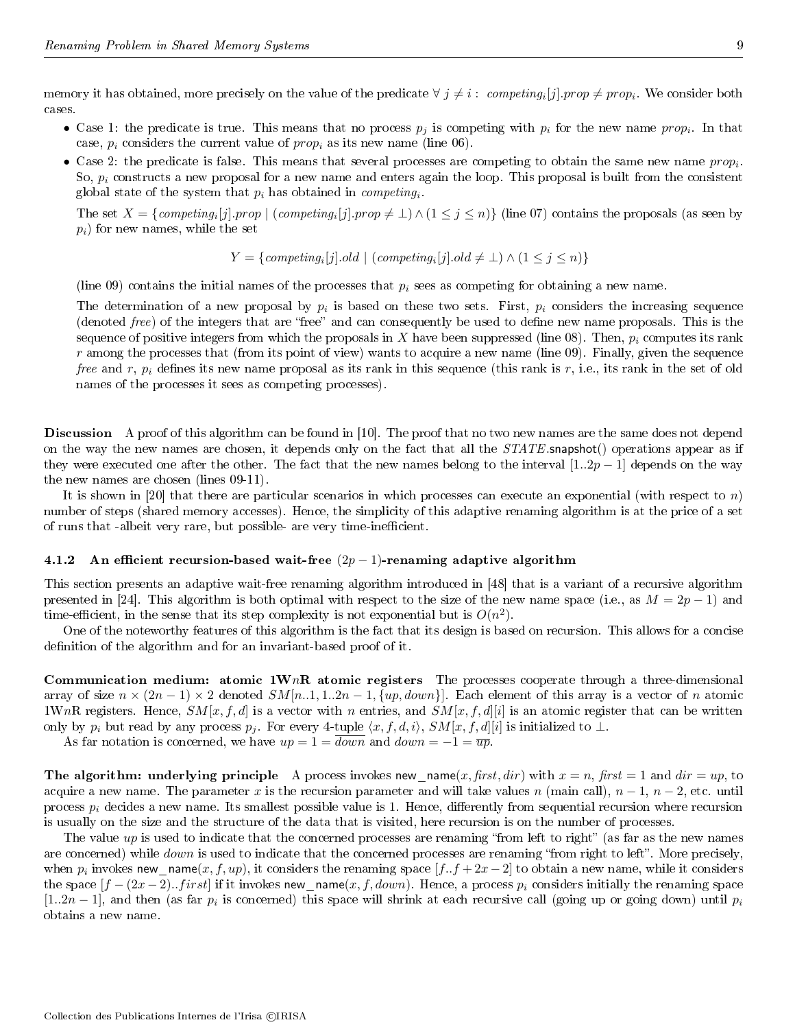memory it has obtained, more precisely on the value of the predicate $\forall\ j \neq i:\ competing_i[j].prop \neq prop_i$. We consider both cases.

- Case 1: the predicate is true. This means that no process $p_j$ is competing with $p_i$ for the new name $prop_i$. In that case, $p_i$ considers the current value of $prop_i$ as its new name (line 06).
- Case 2: the predicate is false. This means that several processes are competing to obtain the same new name $prop_i$. So, $p_i$ constructs a new proposal for a new name and enters again the loop. This proposal is built from the consistent global state of the system that $p_i$ has obtained in $competing_i$.

  The set $X = \{competing_i[j].prop \mid (competing_i[j].prop \neq \bot) \wedge (1 \leq j \leq n)\}$ (line 07) contains the proposals (as seen by $p_i$) for new names, while the set

  $$Y = \{competing_i[j].old \mid (competing_i[j].old \neq \bot) \wedge (1 \leq j \leq n)\}$$

  (line 09) contains the initial names of the processes that $p_i$ sees as competing for obtaining a new name.

  The determination of a new proposal by $p_i$ is based on these two sets. First, $p_i$ considers the increasing sequence (denoted *free*) of the integers that are "free" and can consequently be used to define new name proposals. This is the sequence of positive integers from which the proposals in $X$ have been suppressed (line 08). Then, $p_i$ computes its rank $r$ among the processes that (from its point of view) wants to acquire a new name (line 09). Finally, given the sequence *free* and $r$, $p_i$ defines its new name proposal as its rank in this sequence (this rank is $r$, i.e., its rank in the set of old names of the processes it sees as competing processes).

**Discussion** A proof of this algorithm can be found in [10]. The proof that no two new names are the same does not depend on the way the new names are chosen, it depends only on the fact that all the $STATE$.snapshot() operations appear as if they were executed one after the other. The fact that the new names belong to the interval $[1..2p-1]$ depends on the way the new names are chosen (lines 09-11).

It is shown in [20] that there are particular scenarios in which processes can execute an exponential (with respect to $n$) number of steps (shared memory accesses). Hence, the simplicity of this adaptive renaming algorithm is at the price of a set of runs that -albeit very rare, but possible- are very time-inefficient.

#### 4.1.2 An efficient recursion-based wait-free $(2p-1)$-renaming adaptive algorithm

This section presents an adaptive wait-free renaming algorithm introduced in [48] that is a variant of a recursive algorithm presented in [24]. This algorithm is both optimal with respect to the size of the new name space (i.e., as $M = 2p - 1$) and time-efficient, in the sense that its step complexity is not exponential but is $O(n^2)$.

One of the noteworthy features of this algorithm is the fact that its design is based on recursion. This allows for a concise definition of the algorithm and for an invariant-based proof of it.

**Communication medium: atomic 1W$n$R atomic registers** The processes cooperate through a three-dimensional array of size $n \times (2n-1) \times 2$ denoted $SM[n..1, 1..2n-1, \{up, down\}]$. Each element of this array is a vector of $n$ atomic 1W$n$R registers. Hence, $SM[x, f, d]$ is a vector with $n$ entries, and $SM[x, f, d][i]$ is an atomic register that can be written only by $p_i$ but read by any process $p_j$. For every 4-tuple $\langle x, f, d, i\rangle$, $SM[x, f, d][i]$ is initialized to $\bot$.

As far notation is concerned, we have $up = 1 = \overline{down}$ and $down = -1 = \overline{up}$.

**The algorithm: underlying principle** A process invokes new_name($x$, *first*, *dir*) with $x = n$, *first* $= 1$ and $dir = up$, to acquire a new name. The parameter $x$ is the recursion parameter and will take values $n$ (main call), $n-1$, $n-2$, etc. until process $p_i$ decides a new name. Its smallest possible value is 1. Hence, differently from sequential recursion where recursion is usually on the size and the structure of the data that is visited, here recursion is on the number of processes.

The value $up$ is used to indicate that the concerned processes are renaming "from left to right" (as far as the new names are concerned) while $down$ is used to indicate that the concerned processes are renaming "from right to left". More precisely, when $p_i$ invokes new_name($x, f, up$), it considers the renaming space $[f..f + 2x - 2]$ to obtain a new name, while it considers the space $[f - (2x-2)..first]$ if it invokes new_name($x, f, down$). Hence, a process $p_i$ considers initially the renaming space $[1..2n-1]$, and then (as far $p_i$ is concerned) this space will shrink at each recursive call (going up or going down) until $p_i$ obtains a new name.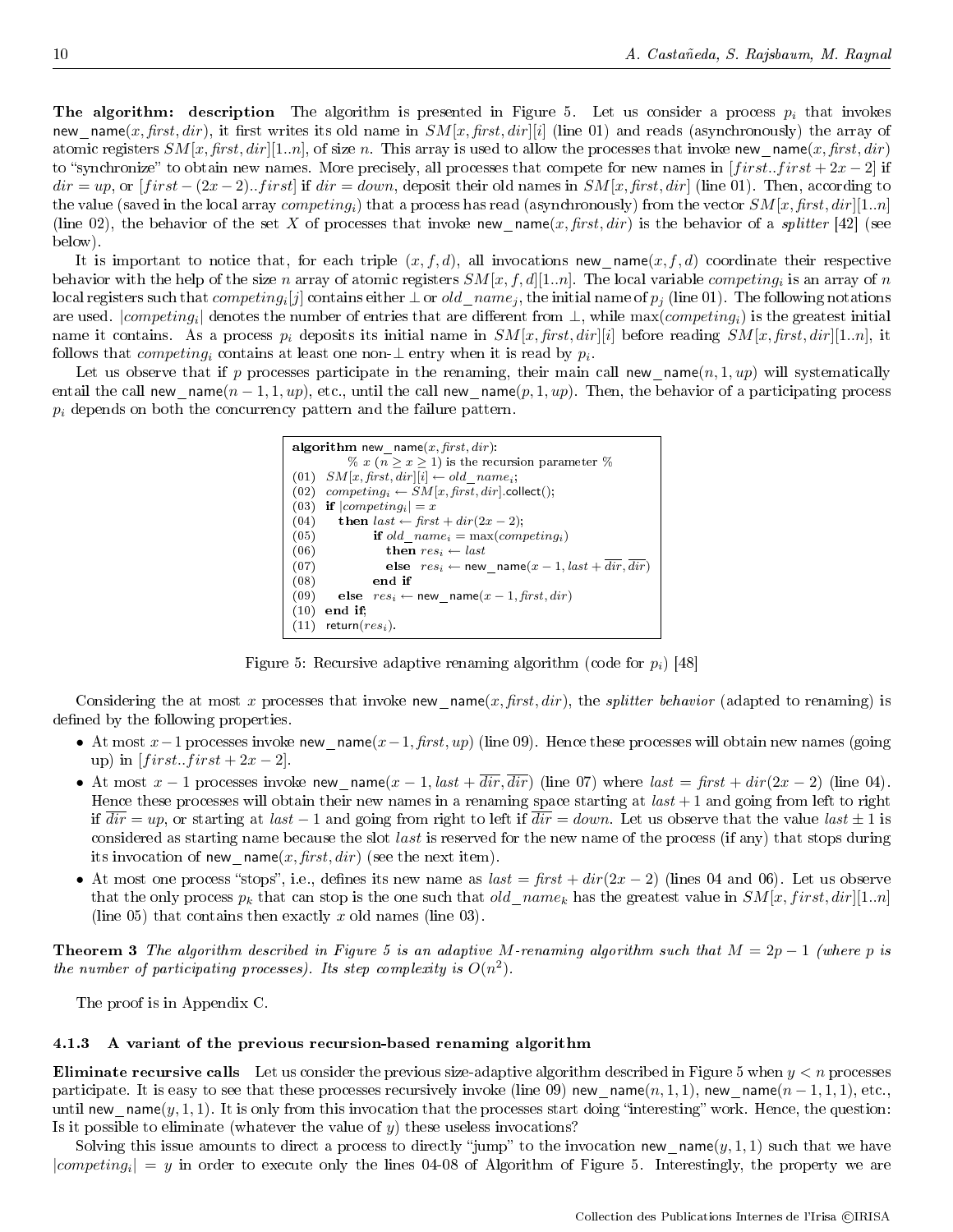**The algorithm: description** The algorithm is presented in Figure 5. Let us consider a process $p_i$ that invokes new_name($x, first, dir$), it first writes its old name in $SM[x, first, dir][i]$ (line 01) and reads (asynchronously) the array of atomic registers $SM[x, first, dir][1..n]$, of size $n$. This array is used to allow the processes that invoke new_name($x, first, dir$) to "synchronize" to obtain new names. More precisely, all processes that compete for new names in $[first..first + 2x - 2]$ if $dir = up$, or $[first - (2x - 2)..first]$ if $dir = down$, deposit their old names in $SM[x, first, dir]$ (line 01). Then, according to the value (saved in the local array $competing_i$) that a process has read (asynchronously) from the vector $SM[x, first, dir][1..n]$ (line 02), the behavior of the set $X$ of processes that invoke new_name($x, first, dir$) is the behavior of a *splitter* [42] (see below).

It is important to notice that, for each triple $(x, f, d)$, all invocations new_name($x, f, d$) coordinate their respective behavior with the help of the size $n$ array of atomic registers $SM[x, f, d][1..n]$. The local variable $competing_i$ is an array of $n$ local registers such that $competing_i[j]$ contains either $\perp$ or $old\_name_j$, the initial name of $p_j$ (line 01). The following notations are used. $|competing_i|$ denotes the number of entries that are different from $\perp$, while $\max(competing_i)$ is the greatest initial name it contains. As a process $p_i$ deposits its initial name in $SM[x, first, dir][i]$ before reading $SM[x, first, dir][1..n]$, it follows that $competing_i$ contains at least one non-$\perp$ entry when it is read by $p_i$.

Let us observe that if $p$ processes participate in the renaming, their main call new_name($n, 1, up$) will systematically entail the call new_name($n - 1, 1, up$), etc., until the call new_name($p, 1, up$). Then, the behavior of a participating process $p_i$ depends on both the concurrency pattern and the failure pattern.

```
algorithm new_name(x, first, dir):
        % x (n ≥ x ≥ 1) is the recursion parameter %
(01)  SM[x, first, dir][i] ← old_name_i;
(02)  competing_i ← SM[x, first, dir].collect();
(03)  if |competing_i| = x
(04)     then last ← first + dir(2x − 2);
(05)          if old_name_i = max(competing_i)
(06)             then res_i ← last
(07)             else res_i ← new_name(x − 1, last + dir̄, dir̄)
(08)          end if
(09)     else res_i ← new_name(x − 1, first, dir)
(10)  end if;
(11)  return(res_i).
```

Figure 5: Recursive adaptive renaming algorithm (code for $p_i$) [48]

Considering the at most $x$ processes that invoke new_name($x, first, dir$), the *splitter behavior* (adapted to renaming) is defined by the following properties.

- At most $x-1$ processes invoke new_name($x-1, first, up$) (line 09). Hence these processes will obtain new names (going up) in $[first..first + 2x - 2]$.
- At most $x - 1$ processes invoke new_name($x - 1, last + \overline{dir}, \overline{dir}$) (line 07) where $last = first + dir(2x - 2)$ (line 04). Hence these processes will obtain their new names in a renaming space starting at $last + 1$ and going from left to right if $\overline{dir} = up$, or starting at $last - 1$ and going from right to left if $\overline{dir} = down$. Let us observe that the value $last \pm 1$ is considered as starting name because the slot $last$ is reserved for the new name of the process (if any) that stops during its invocation of new_name($x, first, dir$) (see the next item).
- At most one process "stops", i.e., defines its new name as $last = first + dir(2x - 2)$ (lines 04 and 06). Let us observe that the only process $p_k$ that can stop is the one such that $old\_name_k$ has the greatest value in $SM[x, first, dir][1..n]$ (line 05) that contains then exactly $x$ old names (line 03).

**Theorem 3** *The algorithm described in Figure 5 is an adaptive $M$-renaming algorithm such that $M = 2p - 1$ (where $p$ is the number of participating processes). Its step complexity is $O(n^2)$.*

The proof is in Appendix C.

### 4.1.3 A variant of the previous recursion-based renaming algorithm

**Eliminate recursive calls** Let us consider the previous size-adaptive algorithm described in Figure 5 when $y < n$ processes participate. It is easy to see that these processes recursively invoke (line 09) new_name($n, 1, 1$), new_name($n - 1, 1, 1$), etc., until new_name($y, 1, 1$). It is only from this invocation that the processes start doing "interesting" work. Hence, the question: Is it possible to eliminate (whatever the value of $y$) these useless invocations?

Solving this issue amounts to direct a process to directly "jump" to the invocation new_name($y, 1, 1$) such that we have $|competing_i| = y$ in order to execute only the lines 04-08 of Algorithm of Figure 5. Interestingly, the property we are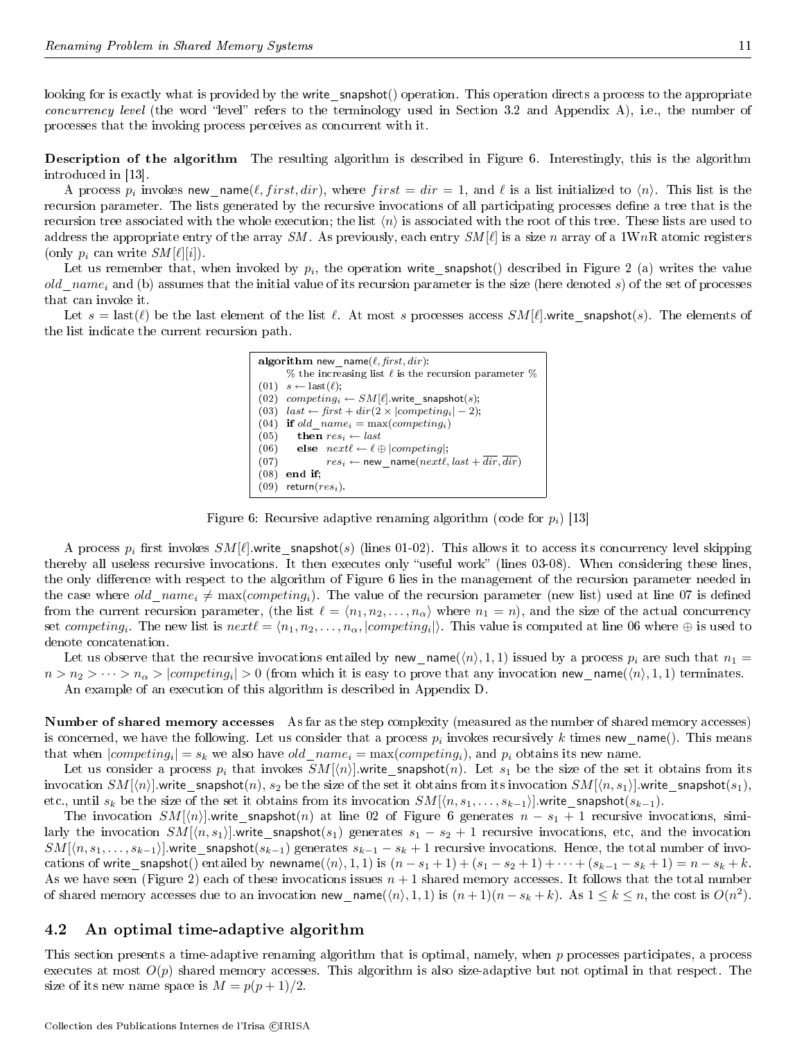looking for is exactly what is provided by the write_snapshot() operation. This operation directs a process to the appropriate *concurrency level* (the word "level" refers to the terminology used in Section 3.2 and Appendix A), i.e., the number of processes that the invoking process perceives as concurrent with it.

**Description of the algorithm** The resulting algorithm is described in Figure 6. Interestingly, this is the algorithm introduced in [13].

A process $p_i$ invokes new_name($\ell, first, dir$), where $first = dir = 1$, and $\ell$ is a list initialized to $\langle n \rangle$. This list is the recursion parameter. The lists generated by the recursive invocations of all participating processes define a tree that is the recursion tree associated with the whole execution; the list $\langle n \rangle$ is associated with the root of this tree. These lists are used to address the appropriate entry of the array $SM$. As previously, each entry $SM[\ell]$ is a size $n$ array of a 1W$n$R atomic registers (only $p_i$ can write $SM[\ell][i]$).

Let us remember that, when invoked by $p_i$, the operation write_snapshot() described in Figure 2 (a) writes the value $old\_name_i$ and (b) assumes that the initial value of its recursion parameter is the size (here denoted $s$) of the set of processes that can invoke it.

Let $s = \text{last}(\ell)$ be the last element of the list $\ell$. At most $s$ processes access $SM[\ell]$.write_snapshot($s$). The elements of the list indicate the current recursion path.

```
algorithm new_name(ℓ, first, dir):
      % the increasing list ℓ is the recursion parameter %
(01)  s ← last(ℓ);
(02)  competing_i ← SM[ℓ].write_snapshot(s);
(03)  last ← first + dir(2 × |competing_i| − 2);
(04)  if old_name_i = max(competing_i)
(05)     then res_i ← last
(06)     else nextℓ ← ℓ ⊕ |competing|;
(07)          res_i ← new_name(nextℓ, last + ¬dir, ¬dir)
(08)  end if;
(09)  return(res_i).
```

Figure 6: Recursive adaptive renaming algorithm (code for $p_i$) [13]

A process $p_i$ first invokes $SM[\ell]$.write_snapshot($s$) (lines 01-02). This allows it to access its concurrency level skipping thereby all useless recursive invocations. It then executes only "useful work" (lines 03-08). When considering these lines, the only difference with respect to the algorithm of Figure 6 lies in the management of the recursion parameter needed in the case where $old\_name_i \neq \max(competing_i)$. The value of the recursion parameter (new list) used at line 07 is defined from the current recursion parameter, (the list $\ell = \langle n_1, n_2, \ldots, n_\alpha \rangle$ where $n_1 = n$), and the size of the actual concurrency set $competing_i$. The new list is $next\ell = \langle n_1, n_2, \ldots, n_\alpha, |competing_i| \rangle$. This value is computed at line 06 where $\oplus$ is used to denote concatenation.

Let us observe that the recursive invocations entailed by new_name($\langle n \rangle, 1, 1$) issued by a process $p_i$ are such that $n_1 = n > n_2 > \cdots > n_\alpha > |competing_i| > 0$ (from which it is easy to prove that any invocation new_name($\langle n \rangle, 1, 1$) terminates.

An example of an execution of this algorithm is described in Appendix D.

**Number of shared memory accesses** As far as the step complexity (measured as the number of shared memory accesses) is concerned, we have the following. Let us consider that a process $p_i$ invokes recursively $k$ times new_name(). This means that when $|competing_i| = s_k$ we also have $old\_name_i = \max(competing_i)$, and $p_i$ obtains its new name.

Let us consider a process $p_i$ that invokes $SM[\langle n \rangle]$.write_snapshot($n$). Let $s_1$ be the size of the set it obtains from its invocation $SM[\langle n \rangle]$.write_snapshot($n$), $s_2$ be the size of the set it obtains from its invocation $SM[\langle n, s_1 \rangle]$.write_snapshot($s_1$), etc., until $s_k$ be the size of the set it obtains from its invocation $SM[\langle n, s_1, \ldots, s_{k-1} \rangle]$.write_snapshot($s_{k-1}$).

The invocation $SM[\langle n \rangle]$.write_snapshot($n$) at line 02 of Figure 6 generates $n - s_1 + 1$ recursive invocations, similarly the invocation $SM[\langle n, s_1 \rangle]$.write_snapshot($s_1$) generates $s_1 - s_2 + 1$ recursive invocations, etc, and the invocation $SM[\langle n, s_1, \ldots, s_{k-1} \rangle]$.write_snapshot($s_{k-1}$) generates $s_{k-1} - s_k + 1$ recursive invocations. Hence, the total number of invocations of write_snapshot() entailed by newname($\langle n \rangle, 1, 1$) is $(n - s_1 + 1) + (s_1 - s_2 + 1) + \cdots + (s_{k-1} - s_k + 1) = n - s_k + k$. As we have seen (Figure 2) each of these invocations issues $n+1$ shared memory accesses. It follows that the total number of shared memory accesses due to an invocation new_name($\langle n \rangle, 1, 1$) is $(n+1)(n - s_k + k)$. As $1 \leq k \leq n$, the cost is $O(n^2)$.

## 4.2 An optimal time-adaptive algorithm

This section presents a time-adaptive renaming algorithm that is optimal, namely, when $p$ processes participates, a process executes at most $O(p)$ shared memory accesses. This algorithm is also size-adaptive but not optimal in that respect. The size of its new name space is $M = p(p+1)/2$.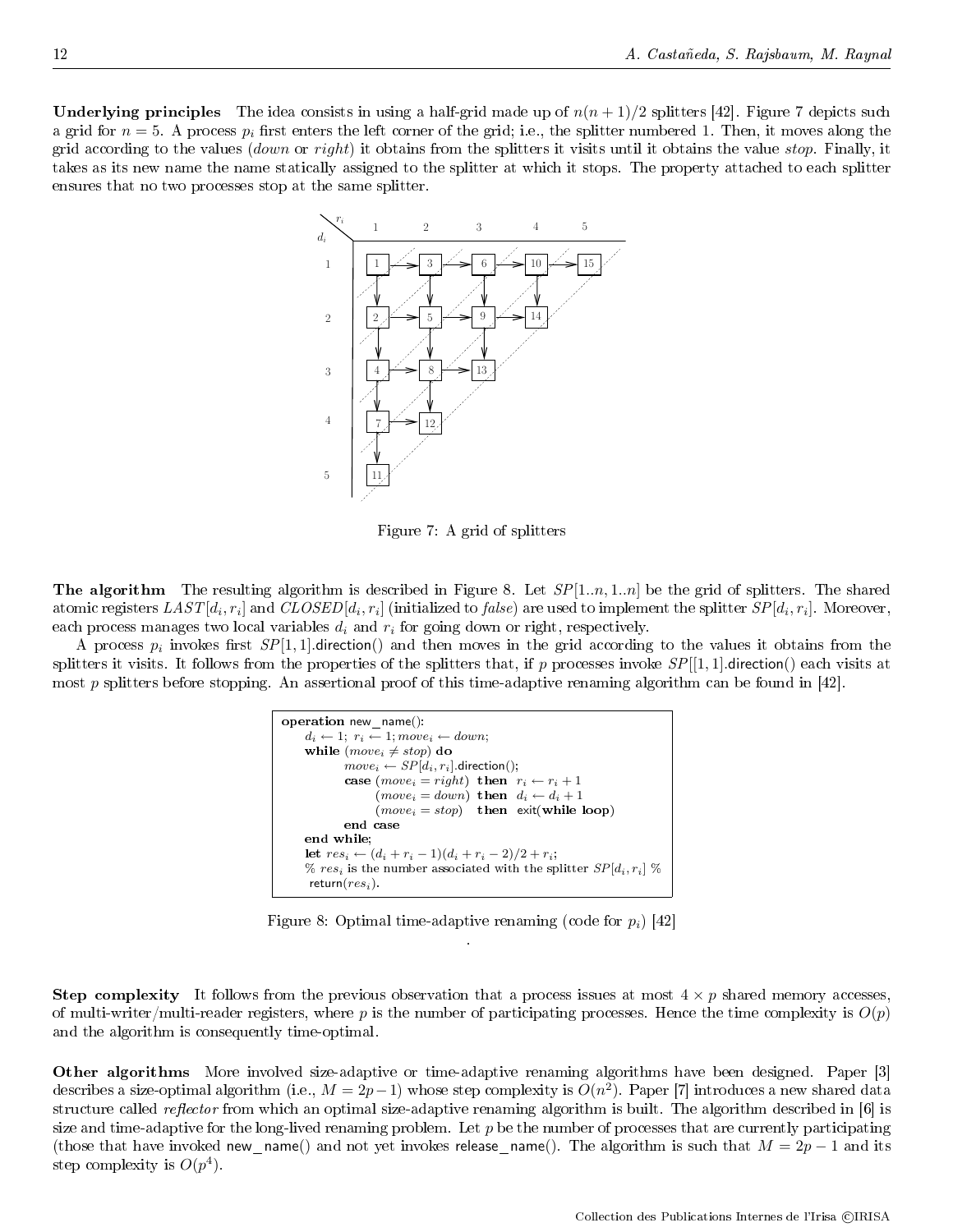**Underlying principles** The idea consists in using a half-grid made up of $n(n+1)/2$ splitters [42]. Figure 7 depicts such a grid for $n = 5$. A process $p_i$ first enters the left corner of the grid; i.e., the splitter numbered 1. Then, it moves along the grid according to the values (*down* or *right*) it obtains from the splitters it visits until it obtains the value *stop*. Finally, it takes as its new name the name statically assigned to the splitter at which it stops. The property attached to each splitter ensures that no two processes stop at the same splitter.

Figure 7: A grid of splitters

**The algorithm** The resulting algorithm is described in Figure 8. Let $SP[1..n, 1..n]$ be the grid of splitters. The shared atomic registers $LAST[d_i, r_i]$ and $CLOSED[d_i, r_i]$ (initialized to *false*) are used to implement the splitter $SP[d_i, r_i]$. Moreover, each process manages two local variables $d_i$ and $r_i$ for going down or right, respectively.

A process $p_i$ invokes first $SP[1,1]$.direction() and then moves in the grid according to the values it obtains from the splitters it visits. It follows from the properties of the splitters that, if $p$ processes invoke $SP[[1,1]$.direction() each visits at most $p$ splitters before stopping. An assertional proof of this time-adaptive renaming algorithm can be found in [42].

```
operation new_name():
    d_i ← 1; r_i ← 1; move_i ← down;
    while (move_i ≠ stop) do
            move_i ← SP[d_i, r_i].direction();
            case (move_i = right)  then  r_i ← r_i + 1
                 (move_i = down)   then  d_i ← d_i + 1
                 (move_i = stop)   then  exit(while loop)
            end case
    end while;
    let res_i ← (d_i + r_i − 1)(d_i + r_i − 2)/2 + r_i;
    % res_i is the number associated with the splitter SP[d_i, r_i] %
    return(res_i).
```

Figure 8: Optimal time-adaptive renaming (code for $p_i$) [42]

**Step complexity** It follows from the previous observation that a process issues at most $4 \times p$ shared memory accesses, of multi-writer/multi-reader registers, where $p$ is the number of participating processes. Hence the time complexity is $O(p)$ and the algorithm is consequently time-optimal.

**Other algorithms** More involved size-adaptive or time-adaptive renaming algorithms have been designed. Paper [3] describes a size-optimal algorithm (i.e., $M = 2p - 1$) whose step complexity is $O(n^2)$. Paper [7] introduces a new shared data structure called *reflector* from which an optimal size-adaptive renaming algorithm is built. The algorithm described in [6] is size and time-adaptive for the long-lived renaming problem. Let $p$ be the number of processes that are currently participating (those that have invoked new_name() and not yet invokes release_name(). The algorithm is such that $M = 2p - 1$ and its step complexity is $O(p^4)$.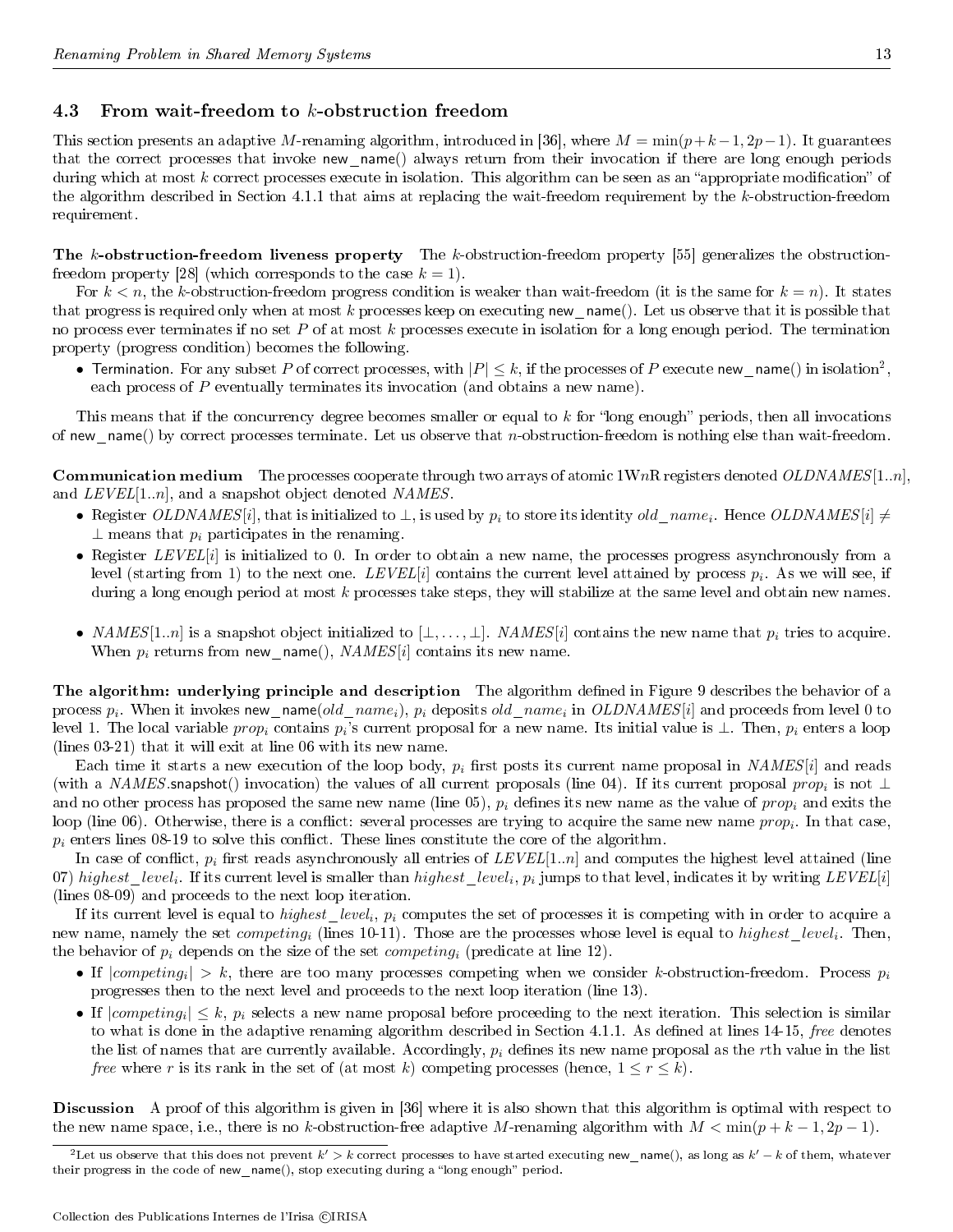## 4.3 From wait-freedom to $k$-obstruction freedom

This section presents an adaptive $M$-renaming algorithm, introduced in [36], where $M = \min(p+k-1, 2p-1)$. It guarantees that the correct processes that invoke new_name() always return from their invocation if there are long enough periods during which at most $k$ correct processes execute in isolation. This algorithm can be seen as an "appropriate modification" of the algorithm described in Section 4.1.1 that aims at replacing the wait-freedom requirement by the $k$-obstruction-freedom requirement.

**The $k$-obstruction-freedom liveness property** The $k$-obstruction-freedom property [55] generalizes the obstruction-freedom property [28] (which corresponds to the case $k = 1$).

For $k < n$, the $k$-obstruction-freedom progress condition is weaker than wait-freedom (it is the same for $k = n$). It states that progress is required only when at most $k$ processes keep on executing new_name(). Let us observe that it is possible that no process ever terminates if no set $P$ of at most $k$ processes execute in isolation for a long enough period. The termination property (progress condition) becomes the following.

- Termination. For any subset $P$ of correct processes, with $|P| \leq k$, if the processes of $P$ execute new_name() in isolation[2], each process of $P$ eventually terminates its invocation (and obtains a new name).

This means that if the concurrency degree becomes smaller or equal to $k$ for "long enough" periods, then all invocations of new_name() by correct processes terminate. Let us observe that $n$-obstruction-freedom is nothing else than wait-freedom.

**Communication medium** The processes cooperate through two arrays of atomic 1W$n$R registers denoted $OLDNAMES[1..n]$, and $LEVEL[1..n]$, and a snapshot object denoted $NAMES$.

- Register $OLDNAMES[i]$, that is initialized to $\perp$, is used by $p_i$ to store its identity $old\_name_i$. Hence $OLDNAMES[i] \neq \perp$ means that $p_i$ participates in the renaming.
- Register $LEVEL[i]$ is initialized to 0. In order to obtain a new name, the processes progress asynchronously from a level (starting from 1) to the next one. $LEVEL[i]$ contains the current level attained by process $p_i$. As we will see, if during a long enough period at most $k$ processes take steps, they will stabilize at the same level and obtain new names.
- $NAMES[1..n]$ is a snapshot object initialized to $[\perp, \ldots, \perp]$. $NAMES[i]$ contains the new name that $p_i$ tries to acquire. When $p_i$ returns from new_name(), $NAMES[i]$ contains its new name.

**The algorithm: underlying principle and description** The algorithm defined in Figure 9 describes the behavior of a process $p_i$. When it invokes new_name($old\_name_i$), $p_i$ deposits $old\_name_i$ in $OLDNAMES[i]$ and proceeds from level 0 to level 1. The local variable $prop_i$ contains $p_i$'s current proposal for a new name. Its initial value is $\perp$. Then, $p_i$ enters a loop (lines 03-21) that it will exit at line 06 with its new name.

Each time it starts a new execution of the loop body, $p_i$ first posts its current name proposal in $NAMES[i]$ and reads (with a $NAMES$.snapshot() invocation) the values of all current proposals (line 04). If its current proposal $prop_i$ is not $\perp$ and no other process has proposed the same new name (line 05), $p_i$ defines its new name as the value of $prop_i$ and exits the loop (line 06). Otherwise, there is a conflict: several processes are trying to acquire the same new name $prop_i$. In that case, $p_i$ enters lines 08-19 to solve this conflict. These lines constitute the core of the algorithm.

In case of conflict, $p_i$ first reads asynchronously all entries of $LEVEL[1..n]$ and computes the highest level attained (line 07) $highest\_level_i$. If its current level is smaller than $highest\_level_i$, $p_i$ jumps to that level, indicates it by writing $LEVEL[i]$ (lines 08-09) and proceeds to the next loop iteration.

If its current level is equal to $highest\_level_i$, $p_i$ computes the set of processes it is competing with in order to acquire a new name, namely the set $competing_i$ (lines 10-11). Those are the processes whose level is equal to $highest\_level_i$. Then, the behavior of $p_i$ depends on the size of the set $competing_i$ (predicate at line 12).

- If $|competing_i| > k$, there are too many processes competing when we consider $k$-obstruction-freedom. Process $p_i$ progresses then to the next level and proceeds to the next loop iteration (line 13).
- If $|competing_i| \leq k$, $p_i$ selects a new name proposal before proceeding to the next iteration. This selection is similar to what is done in the adaptive renaming algorithm described in Section 4.1.1. As defined at lines 14-15, $free$ denotes the list of names that are currently available. Accordingly, $p_i$ defines its new name proposal as the $r$th value in the list $free$ where $r$ is its rank in the set of (at most $k$) competing processes (hence, $1 \leq r \leq k$).

**Discussion** A proof of this algorithm is given in [36] where it is also shown that this algorithm is optimal with respect to the new name space, i.e., there is no $k$-obstruction-free adaptive $M$-renaming algorithm with $M < \min(p+k-1, 2p-1)$.

[2] Let us observe that this does not prevent $k' > k$ correct processes to have started executing new_name(), as long as $k' - k$ of them, whatever their progress in the code of new_name(), stop executing during a "long enough" period.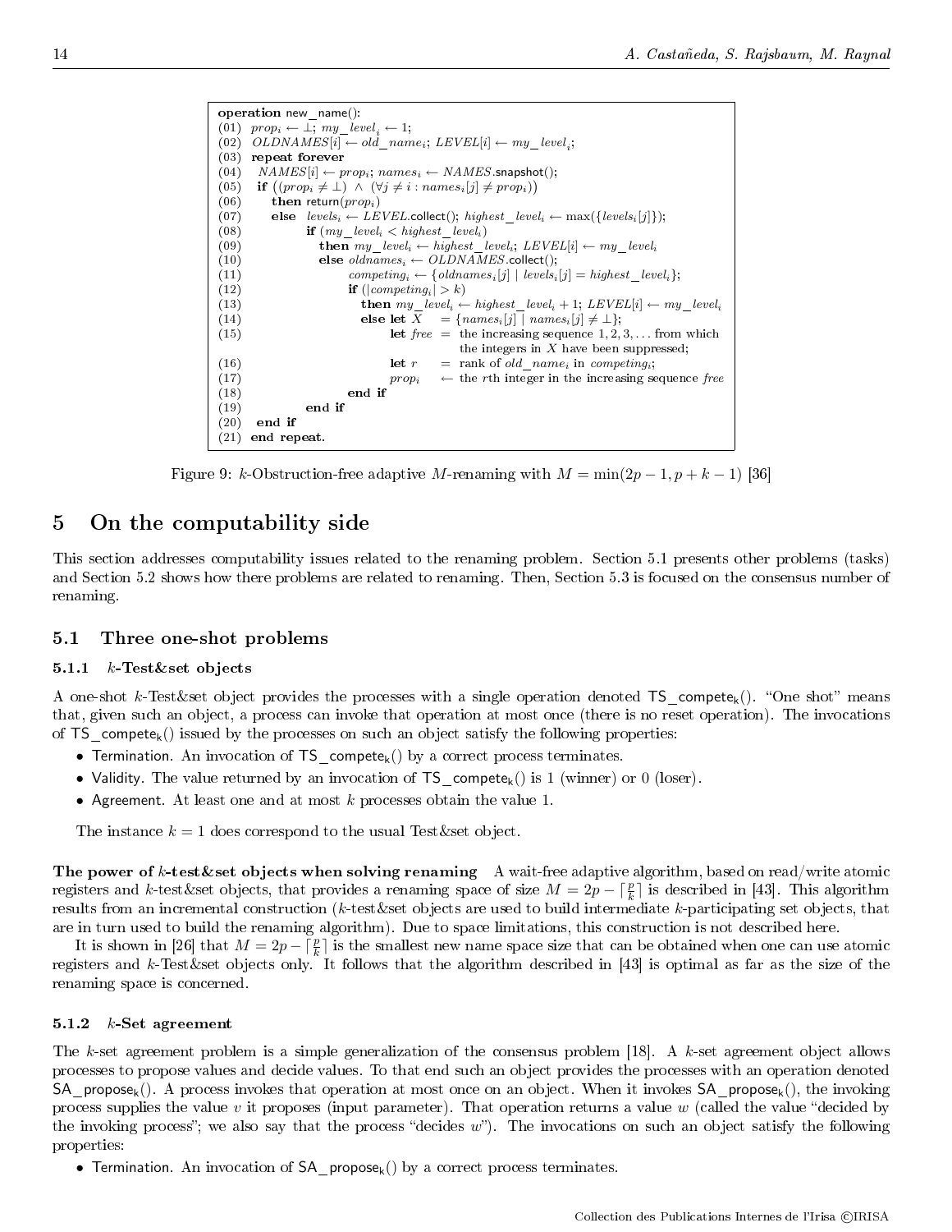```
operation new_name():
(01)  prop_i ← ⊥; my_level_i ← 1;
(02)  OLDNAMES[i] ← old_name_i; LEVEL[i] ← my_level_i;
(03)  repeat forever
(04)    NAMES[i] ← prop_i; names_i ← NAMES.snapshot();
(05)    if ((prop_i ≠ ⊥) ∧ (∀j ≠ i : names_i[j] ≠ prop_i))
(06)      then return(prop_i)
(07)      else levels_i ← LEVEL.collect(); highest_level_i ← max({levels_i[j]});
(08)           if (my_level_i < highest_level_i)
(09)             then my_level_i ← highest_level_i; LEVEL[i] ← my_level_i
(10)             else oldnames_i ← OLDNAMES.collect();
(11)                  competing_i ← {oldnames_i[j] | levels_i[j] = highest_level_i};
(12)                  if (|competing_i| > k)
(13)                    then my_level_i ← highest_level_i + 1; LEVEL[i] ← my_level_i
(14)                    else let X    = {names_i[j] | names_i[j] ≠ ⊥};
(15)                         let free = the increasing sequence 1, 2, 3, ... from which
                                        the integers in X have been suppressed;
(16)                         let r    = rank of old_name_i in competing_i;
(17)                         prop_i   ← the rth integer in the increasing sequence free
(18)                  end if
(19)           end if
(20)    end if
(21)  end repeat.
```

Figure 9: $k$-Obstruction-free adaptive $M$-renaming with $M = \min(2p-1, p+k-1)$ [36]

# 5 On the computability side

This section addresses computability issues related to the renaming problem. Section 5.1 presents other problems (tasks) and Section 5.2 shows how there problems are related to renaming. Then, Section 5.3 is focused on the consensus number of renaming.

## 5.1 Three one-shot problems

### 5.1.1 $k$-Test&set objects

A one-shot $k$-Test&set object provides the processes with a single operation denoted $\mathsf{TS\_compete_k}()$. "One shot" means that, given such an object, a process can invoke that operation at most once (there is no reset operation). The invocations of $\mathsf{TS\_compete_k}()$ issued by the processes on such an object satisfy the following properties:

- Termination. An invocation of $\mathsf{TS\_compete_k}()$ by a correct process terminates.
- Validity. The value returned by an invocation of $\mathsf{TS\_compete_k}()$ is 1 (winner) or 0 (loser).
- Agreement. At least one and at most $k$ processes obtain the value 1.

The instance $k = 1$ does correspond to the usual Test&set object.

**The power of $k$-test&set objects when solving renaming** A wait-free adaptive algorithm, based on read/write atomic registers and $k$-test&set objects, that provides a renaming space of size $M = 2p - \lceil \frac{p}{k} \rceil$ is described in [43]. This algorithm results from an incremental construction ($k$-test&set objects are used to build intermediate $k$-participating set objects, that are in turn used to build the renaming algorithm). Due to space limitations, this construction is not described here.

It is shown in [26] that $M = 2p - \lceil \frac{p}{k} \rceil$ is the smallest new name space size that can be obtained when one can use atomic registers and $k$-Test&set objects only. It follows that the algorithm described in [43] is optimal as far as the size of the renaming space is concerned.

### 5.1.2 $k$-Set agreement

The $k$-set agreement problem is a simple generalization of the consensus problem [18]. A $k$-set agreement object allows processes to propose values and decide values. To that end such an object provides the processes with an operation denoted $\mathsf{SA\_propose_k}()$. A process invokes that operation at most once on an object. When it invokes $\mathsf{SA\_propose_k}()$, the invoking process supplies the value $v$ it proposes (input parameter). That operation returns a value $w$ (called the value "decided by the invoking process"; we also say that the process "decides $w$"). The invocations on such an object satisfy the following properties:

- Termination. An invocation of $\mathsf{SA\_propose_k}()$ by a correct process terminates.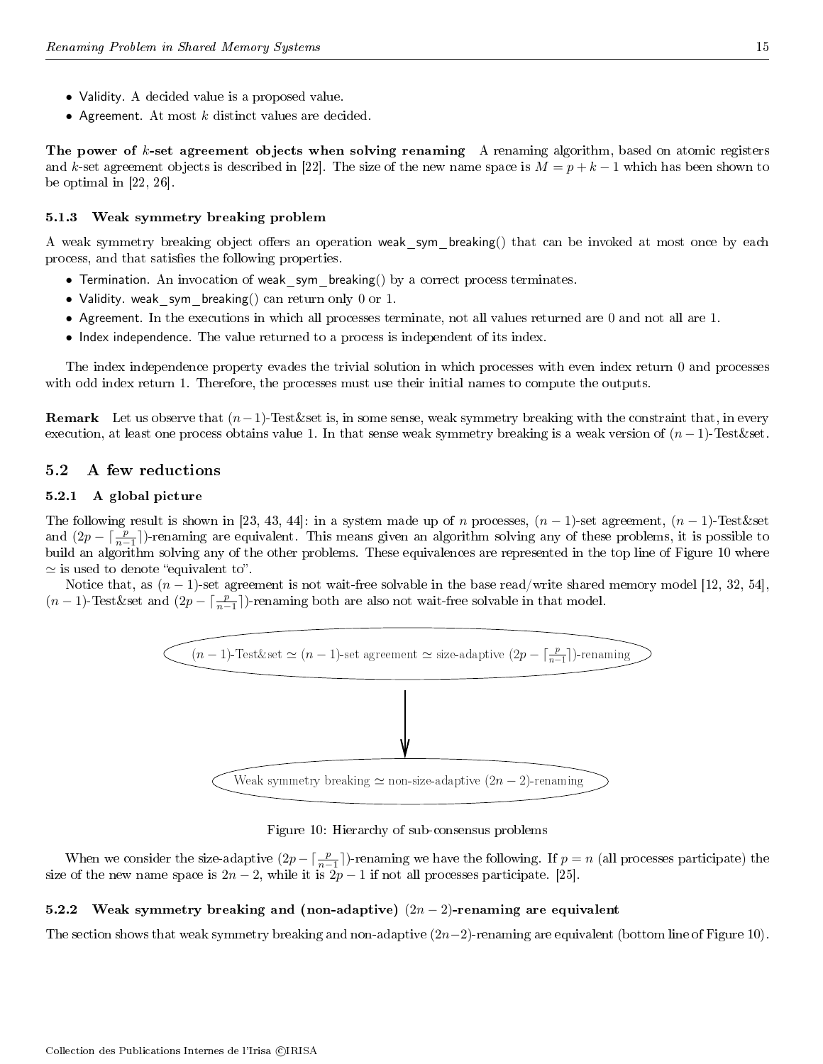- Validity. A decided value is a proposed value.
- Agreement. At most $k$ distinct values are decided.

**The power of $k$-set agreement objects when solving renaming** A renaming algorithm, based on atomic registers and $k$-set agreement objects is described in [22]. The size of the new name space is $M = p + k - 1$ which has been shown to be optimal in [22, 26].

### 5.1.3 Weak symmetry breaking problem

A weak symmetry breaking object offers an operation weak_sym_breaking() that can be invoked at most once by each process, and that satisfies the following properties.

- Termination. An invocation of weak_sym_breaking() by a correct process terminates.
- Validity. weak_sym_breaking() can return only 0 or 1.
- Agreement. In the executions in which all processes terminate, not all values returned are 0 and not all are 1.
- Index independence. The value returned to a process is independent of its index.

The index independence property evades the trivial solution in which processes with even index return 0 and processes with odd index return 1. Therefore, the processes must use their initial names to compute the outputs.

**Remark** Let us observe that $(n-1)$-Test&set is, in some sense, weak symmetry breaking with the constraint that, in every execution, at least one process obtains value 1. In that sense weak symmetry breaking is a weak version of $(n-1)$-Test&set.

## 5.2 A few reductions

### 5.2.1 A global picture

The following result is shown in [23, 43, 44]: in a system made up of $n$ processes, $(n-1)$-set agreement, $(n-1)$-Test&set and $(2p - \lceil \frac{p}{n-1} \rceil)$-renaming are equivalent. This means given an algorithm solving any of these problems, it is possible to build an algorithm solving any of the other problems. These equivalences are represented in the top line of Figure 10 where $\simeq$ is used to denote "equivalent to".

Notice that, as $(n-1)$-set agreement is not wait-free solvable in the base read/write shared memory model [12, 32, 54], $(n-1)$-Test&set and $(2p - \lceil \frac{p}{n-1} \rceil)$-renaming both are also not wait-free solvable in that model.

$(n-1)$-Test&set $\simeq$ $(n-1)$-set agreement $\simeq$ size-adaptive $(2p - \lceil \frac{p}{n-1} \rceil)$-renaming

↓

Weak symmetry breaking $\simeq$ non-size-adaptive $(2n-2)$-renaming

Figure 10: Hierarchy of sub-consensus problems

When we consider the size-adaptive $(2p - \lceil \frac{p}{n-1} \rceil)$-renaming we have the following. If $p = n$ (all processes participate) the size of the new name space is $2n-2$, while it is $2p-1$ if not all processes participate. [25].

### 5.2.2 Weak symmetry breaking and (non-adaptive) $(2n-2)$-renaming are equivalent

The section shows that weak symmetry breaking and non-adaptive $(2n-2)$-renaming are equivalent (bottom line of Figure 10).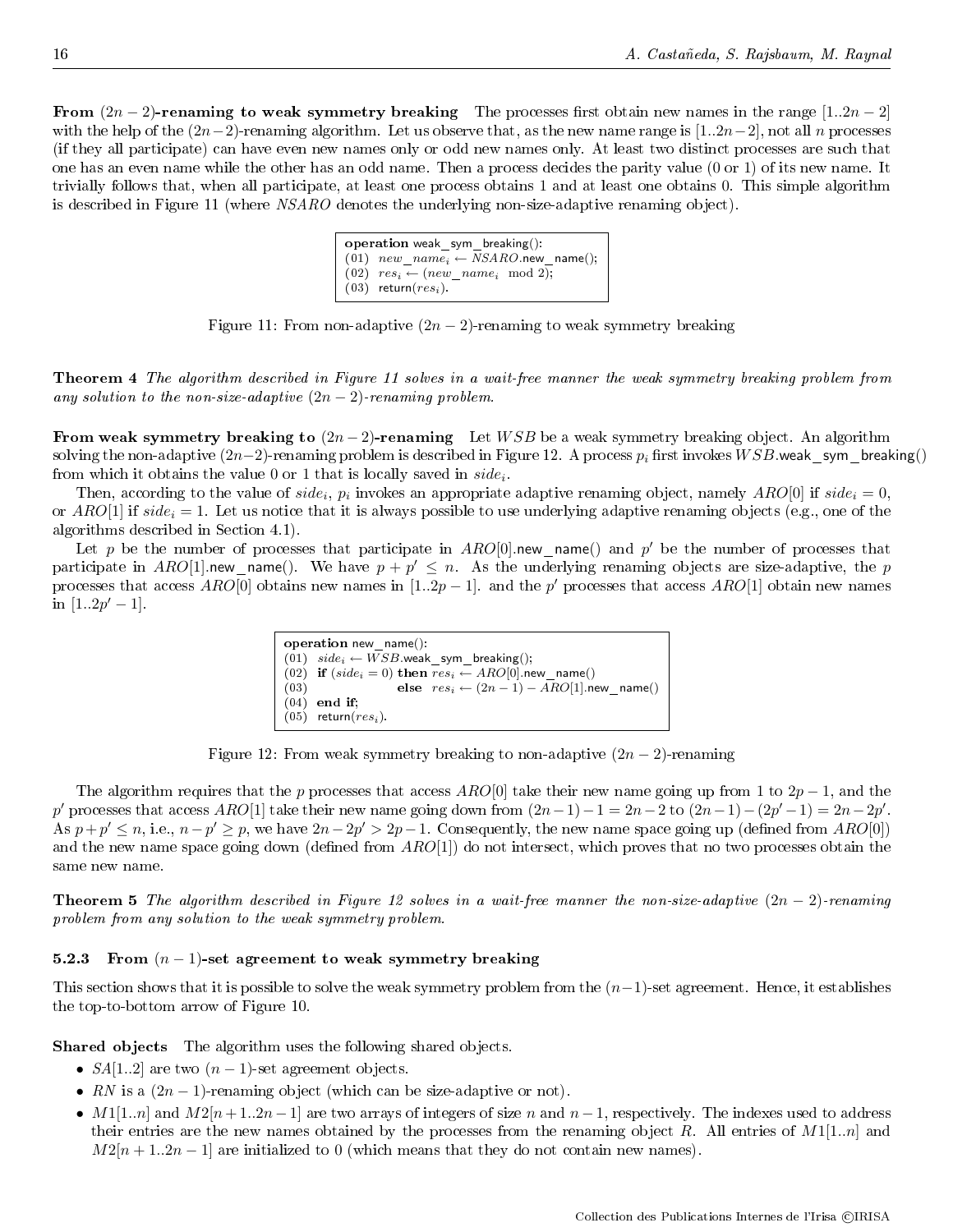**From $(2n-2)$-renaming to weak symmetry breaking** The processes first obtain new names in the range $[1..2n-2]$ with the help of the $(2n-2)$-renaming algorithm. Let us observe that, as the new name range is $[1..2n-2]$, not all $n$ processes (if they all participate) can have even new names only or odd new names only. At least two distinct processes are such that one has an even name while the other has an odd name. Then a process decides the parity value (0 or 1) of its new name. It trivially follows that, when all participate, at least one process obtains 1 and at least one obtains 0. This simple algorithm is described in Figure 11 (where $NSARO$ denotes the underlying non-size-adaptive renaming object).

```
operation weak_sym_breaking():
(01) new_name_i ← NSARO.new_name();
(02) res_i ← (new_name_i mod 2);
(03) return(res_i).
```

Figure 11: From non-adaptive $(2n-2)$-renaming to weak symmetry breaking

**Theorem 4** *The algorithm described in Figure 11 solves in a wait-free manner the weak symmetry breaking problem from any solution to the non-size-adaptive $(2n-2)$-renaming problem.*

**From weak symmetry breaking to $(2n-2)$-renaming** Let $WSB$ be a weak symmetry breaking object. An algorithm solving the non-adaptive $(2n-2)$-renaming problem is described in Figure 12. A process $p_i$ first invokes $WSB$.weak_sym_breaking() from which it obtains the value 0 or 1 that is locally saved in $side_i$.

Then, according to the value of $side_i$, $p_i$ invokes an appropriate adaptive renaming object, namely $ARO[0]$ if $side_i = 0$, or $ARO[1]$ if $side_i = 1$. Let us notice that it is always possible to use underlying adaptive renaming objects (e.g., one of the algorithms described in Section 4.1).

Let $p$ be the number of processes that participate in $ARO[0]$.new_name() and $p'$ be the number of processes that participate in $ARO[1]$.new_name(). We have $p + p' \leq n$. As the underlying renaming objects are size-adaptive, the $p$ processes that access $ARO[0]$ obtains new names in $[1..2p-1]$. and the $p'$ processes that access $ARO[1]$ obtain new names in $[1..2p'-1]$.

```
operation new_name():
(01) side_i ← WSB.weak_sym_breaking();
(02) if (side_i = 0) then res_i ← ARO[0].new_name()
(03)                 else res_i ← (2n − 1) − ARO[1].new_name()
(04) end if;
(05) return(res_i).
```

Figure 12: From weak symmetry breaking to non-adaptive $(2n-2)$-renaming

The algorithm requires that the $p$ processes that access $ARO[0]$ take their new name going up from 1 to $2p-1$, and the $p'$ processes that access $ARO[1]$ take their new name going down from $(2n-1)-1 = 2n-2$ to $(2n-1)-(2p'-1) = 2n-2p'$. As $p+p' \leq n$, i.e., $n-p' \geq p$, we have $2n-2p' > 2p-1$. Consequently, the new name space going up (defined from $ARO[0]$) and the new name space going down (defined from $ARO[1]$) do not intersect, which proves that no two processes obtain the same new name.

**Theorem 5** *The algorithm described in Figure 12 solves in a wait-free manner the non-size-adaptive $(2n-2)$-renaming problem from any solution to the weak symmetry problem.*

### 5.2.3 From $(n-1)$-set agreement to weak symmetry breaking

This section shows that it is possible to solve the weak symmetry problem from the $(n-1)$-set agreement. Hence, it establishes the top-to-bottom arrow of Figure 10.

**Shared objects** The algorithm uses the following shared objects.

- $SA[1..2]$ are two $(n-1)$-set agreement objects.
- $RN$ is a $(2n-1)$-renaming object (which can be size-adaptive or not).
- $M1[1..n]$ and $M2[n+1..2n-1]$ are two arrays of integers of size $n$ and $n-1$, respectively. The indexes used to address their entries are the new names obtained by the processes from the renaming object $R$. All entries of $M1[1..n]$ and $M2[n+1..2n-1]$ are initialized to 0 (which means that they do not contain new names).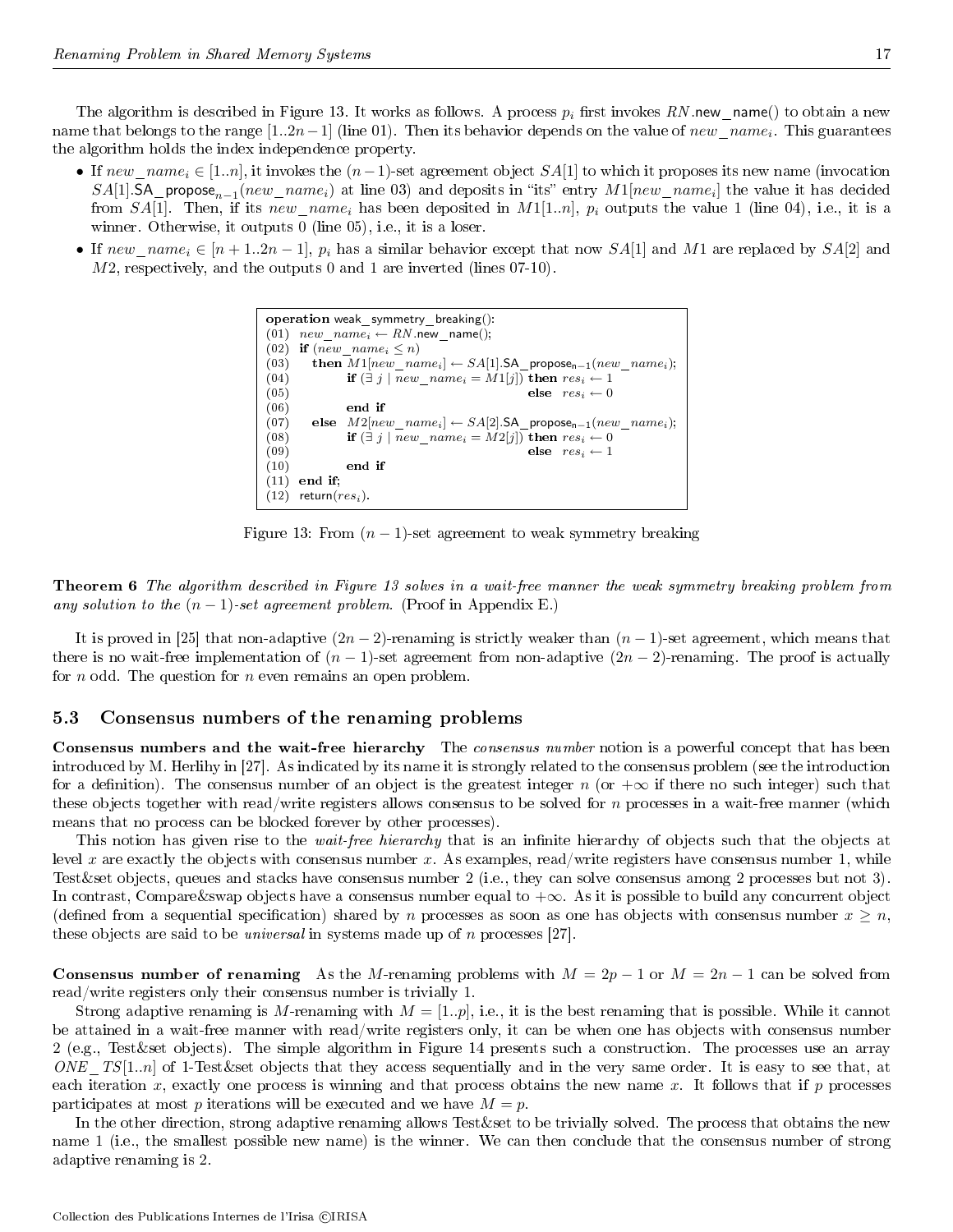The algorithm is described in Figure 13. It works as follows. A process $p_i$ first invokes $RN$.new_name() to obtain a new name that belongs to the range $[1..2n-1]$ (line 01). Then its behavior depends on the value of $new\_name_i$. This guarantees the algorithm holds the index independence property.

- If $new\_name_i \in [1..n]$, it invokes the $(n-1)$-set agreement object $SA[1]$ to which it proposes its new name (invocation $SA[1]$.SA_propose$_{n-1}(new\_name_i)$ at line 03) and deposits in "its" entry $M1[new\_name_i]$ the value it has decided from $SA[1]$. Then, if its $new\_name_i$ has been deposited in $M1[1..n]$, $p_i$ outputs the value 1 (line 04), i.e., it is a winner. Otherwise, it outputs 0 (line 05), i.e., it is a loser.
- If $new\_name_i \in [n+1..2n-1]$, $p_i$ has a similar behavior except that now $SA[1]$ and $M1$ are replaced by $SA[2]$ and $M2$, respectively, and the outputs 0 and 1 are inverted (lines 07-10).

```
operation weak_symmetry_breaking():
(01) new_name_i ← RN.new_name();
(02) if (new_name_i ≤ n)
(03)    then M1[new_name_i] ← SA[1].SA_propose_{n-1}(new_name_i);
(04)         if (∃ j | new_name_i = M1[j]) then res_i ← 1
(05)                                        else res_i ← 0
(06)         end if
(07)    else M2[new_name_i] ← SA[2].SA_propose_{n-1}(new_name_i);
(08)         if (∃ j | new_name_i = M2[j]) then res_i ← 0
(09)                                        else res_i ← 1
(10)         end if
(11) end if;
(12) return(res_i).
```

Figure 13: From $(n-1)$-set agreement to weak symmetry breaking

**Theorem 6** *The algorithm described in Figure 13 solves in a wait-free manner the weak symmetry breaking problem from any solution to the $(n-1)$-set agreement problem.* (Proof in Appendix E.)

It is proved in [25] that non-adaptive $(2n-2)$-renaming is strictly weaker than $(n-1)$-set agreement, which means that there is no wait-free implementation of $(n-1)$-set agreement from non-adaptive $(2n-2)$-renaming. The proof is actually for $n$ odd. The question for $n$ even remains an open problem.

## 5.3 Consensus numbers of the renaming problems

**Consensus numbers and the wait-free hierarchy** The *consensus number* notion is a powerful concept that has been introduced by M. Herlihy in [27]. As indicated by its name it is strongly related to the consensus problem (see the introduction for a definition). The consensus number of an object is the greatest integer $n$ (or $+\infty$ if there no such integer) such that these objects together with read/write registers allows consensus to be solved for $n$ processes in a wait-free manner (which means that no process can be blocked forever by other processes).

This notion has given rise to the *wait-free hierarchy* that is an infinite hierarchy of objects such that the objects at level $x$ are exactly the objects with consensus number $x$. As examples, read/write registers have consensus number 1, while Test&set objects, queues and stacks have consensus number 2 (i.e., they can solve consensus among 2 processes but not 3). In contrast, Compare&swap objects have a consensus number equal to $+\infty$. As it is possible to build any concurrent object (defined from a sequential specification) shared by $n$ processes as soon as one has objects with consensus number $x \geq n$, these objects are said to be *universal* in systems made up of $n$ processes [27].

**Consensus number of renaming** As the $M$-renaming problems with $M = 2p-1$ or $M = 2n-1$ can be solved from read/write registers only their consensus number is trivially 1.

Strong adaptive renaming is $M$-renaming with $M = [1..p]$, i.e., it is the best renaming that is possible. While it cannot be attained in a wait-free manner with read/write registers only, it can be when one has objects with consensus number 2 (e.g., Test&set objects). The simple algorithm in Figure 14 presents such a construction. The processes use an array $ONE\_TS[1..n]$ of 1-Test&set objects that they access sequentially and in the very same order. It is easy to see that, at each iteration $x$, exactly one process is winning and that process obtains the new name $x$. It follows that if $p$ processes participates at most $p$ iterations will be executed and we have $M = p$.

In the other direction, strong adaptive renaming allows Test&set to be trivially solved. The process that obtains the new name 1 (i.e., the smallest possible new name) is the winner. We can then conclude that the consensus number of strong adaptive renaming is 2.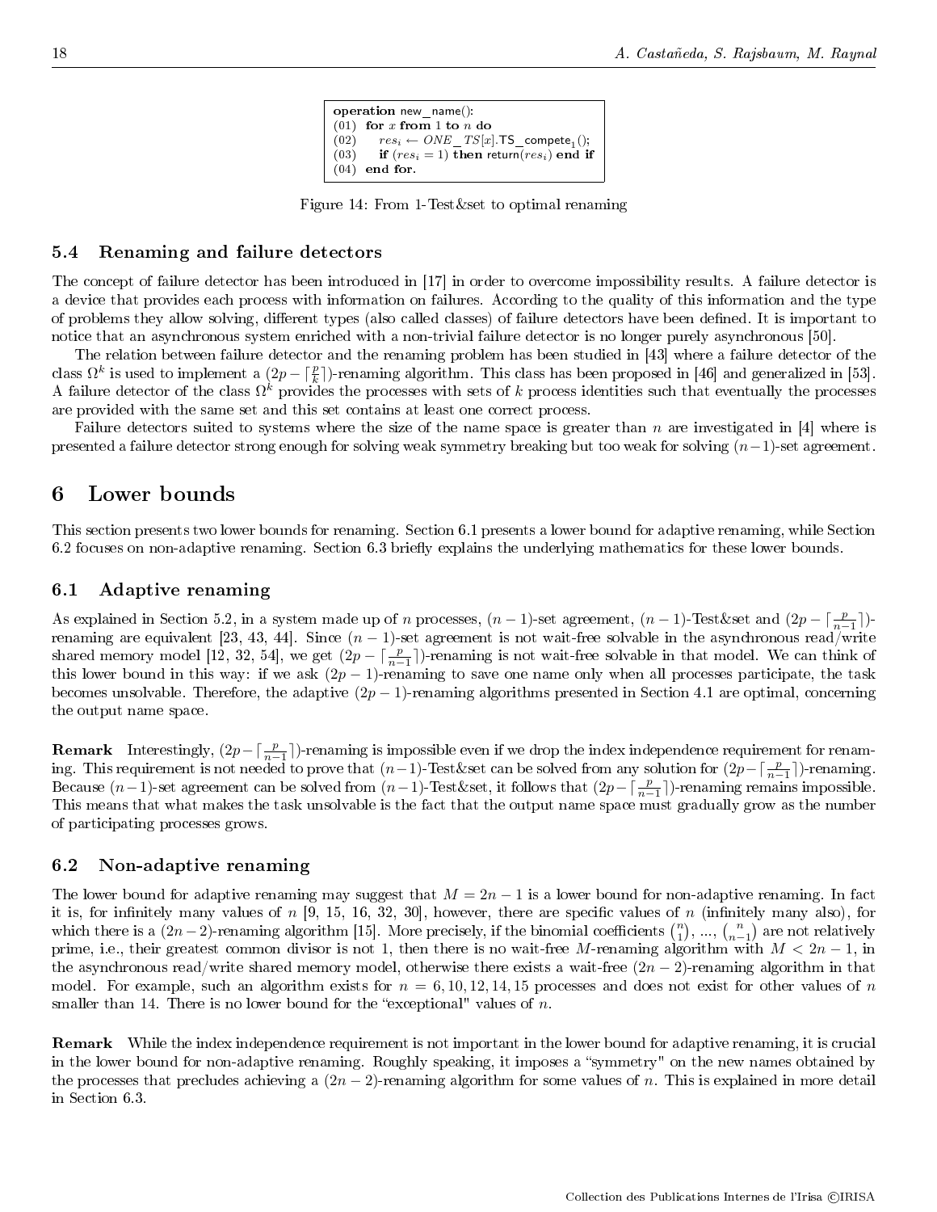```
operation new_name():
(01)  for x from 1 to n do
(02)     res_i ← ONE_TS[x].TS_compete_1();
(03)     if (res_i = 1) then return(res_i) end if
(04)  end for.
```

Figure 14: From 1-Test&set to optimal renaming

### 5.4 Renaming and failure detectors

The concept of failure detector has been introduced in [17] in order to overcome impossibility results. A failure detector is a device that provides each process with information on failures. According to the quality of this information and the type of problems they allow solving, different types (also called classes) of failure detectors have been defined. It is important to notice that an asynchronous system enriched with a non-trivial failure detector is no longer purely asynchronous [50].

The relation between failure detector and the renaming problem has been studied in [43] where a failure detector of the class $\Omega^k$ is used to implement a $(2p - \lceil \frac{p}{k} \rceil)$-renaming algorithm. This class has been proposed in [46] and generalized in [53]. A failure detector of the class $\Omega^k$ provides the processes with sets of $k$ process identities such that eventually the processes are provided with the same set and this set contains at least one correct process.

Failure detectors suited to systems where the size of the name space is greater than $n$ are investigated in [4] where is presented a failure detector strong enough for solving weak symmetry breaking but too weak for solving $(n-1)$-set agreement.

## 6 Lower bounds

This section presents two lower bounds for renaming. Section 6.1 presents a lower bound for adaptive renaming, while Section 6.2 focuses on non-adaptive renaming. Section 6.3 briefly explains the underlying mathematics for these lower bounds.

### 6.1 Adaptive renaming

As explained in Section 5.2, in a system made up of $n$ processes, $(n-1)$-set agreement, $(n-1)$-Test&set and $(2p - \lceil \frac{p}{n-1} \rceil)$-renaming are equivalent [23, 43, 44]. Since $(n-1)$-set agreement is not wait-free solvable in the asynchronous read/write shared memory model [12, 32, 54], we get $(2p - \lceil \frac{p}{n-1} \rceil)$-renaming is not wait-free solvable in that model. We can think of this lower bound in this way: if we ask $(2p-1)$-renaming to save one name only when all processes participate, the task becomes unsolvable. Therefore, the adaptive $(2p-1)$-renaming algorithms presented in Section 4.1 are optimal, concerning the output name space.

**Remark** Interestingly, $(2p - \lceil \frac{p}{n-1} \rceil)$-renaming is impossible even if we drop the index independence requirement for renaming. This requirement is not needed to prove that $(n-1)$-Test&set can be solved from any solution for $(2p - \lceil \frac{p}{n-1} \rceil)$-renaming. Because $(n-1)$-set agreement can be solved from $(n-1)$-Test&set, it follows that $(2p - \lceil \frac{p}{n-1} \rceil)$-renaming remains impossible. This means that what makes the task unsolvable is the fact that the output name space must gradually grow as the number of participating processes grows.

### 6.2 Non-adaptive renaming

The lower bound for adaptive renaming may suggest that $M = 2n - 1$ is a lower bound for non-adaptive renaming. In fact it is, for infinitely many values of $n$ [9, 15, 16, 32, 30], however, there are specific values of $n$ (infinitely many also), for which there is a $(2n-2)$-renaming algorithm [15]. More precisely, if the binomial coefficients $\binom{n}{1}$, ..., $\binom{n}{n-1}$ are not relatively prime, i.e., their greatest common divisor is not 1, then there is no wait-free $M$-renaming algorithm with $M < 2n - 1$, in the asynchronous read/write shared memory model, otherwise there exists a wait-free $(2n-2)$-renaming algorithm in that model. For example, such an algorithm exists for $n = 6, 10, 12, 14, 15$ processes and does not exist for other values of $n$ smaller than 14. There is no lower bound for the "exceptional" values of $n$.

**Remark** While the index independence requirement is not important in the lower bound for adaptive renaming, it is crucial in the lower bound for non-adaptive renaming. Roughly speaking, it imposes a "symmetry" on the new names obtained by the processes that precludes achieving a $(2n-2)$-renaming algorithm for some values of $n$. This is explained in more detail in Section 6.3.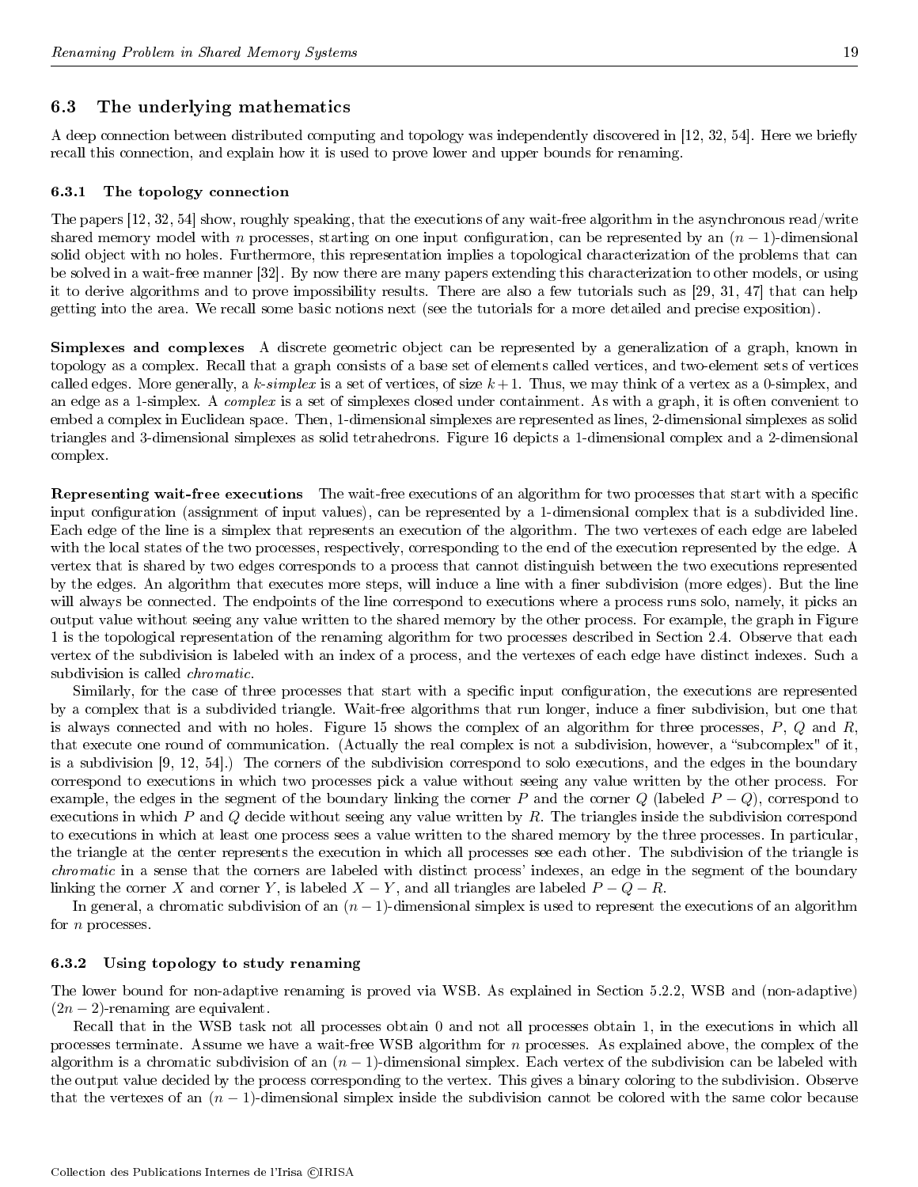## 6.3 The underlying mathematics

A deep connection between distributed computing and topology was independently discovered in [12, 32, 54]. Here we briefly recall this connection, and explain how it is used to prove lower and upper bounds for renaming.

### 6.3.1 The topology connection

The papers [12, 32, 54] show, roughly speaking, that the executions of any wait-free algorithm in the asynchronous read/write shared memory model with $n$ processes, starting on one input configuration, can be represented by an $(n-1)$-dimensional solid object with no holes. Furthermore, this representation implies a topological characterization of the problems that can be solved in a wait-free manner [32]. By now there are many papers extending this characterization to other models, or using it to derive algorithms and to prove impossibility results. There are also a few tutorials such as [29, 31, 47] that can help getting into the area. We recall some basic notions next (see the tutorials for a more detailed and precise exposition).

**Simplexes and complexes** A discrete geometric object can be represented by a generalization of a graph, known in topology as a complex. Recall that a graph consists of a base set of elements called vertices, and two-element sets of vertices called edges. More generally, a *k-simplex* is a set of vertices, of size $k+1$. Thus, we may think of a vertex as a 0-simplex, and an edge as a 1-simplex. A *complex* is a set of simplexes closed under containment. As with a graph, it is often convenient to embed a complex in Euclidean space. Then, 1-dimensional simplexes are represented as lines, 2-dimensional simplexes as solid triangles and 3-dimensional simplexes as solid tetrahedrons. Figure 16 depicts a 1-dimensional complex and a 2-dimensional complex.

**Representing wait-free executions** The wait-free executions of an algorithm for two processes that start with a specific input configuration (assignment of input values), can be represented by a 1-dimensional complex that is a subdivided line. Each edge of the line is a simplex that represents an execution of the algorithm. The two vertexes of each edge are labeled with the local states of the two processes, respectively, corresponding to the end of the execution represented by the edge. A vertex that is shared by two edges corresponds to a process that cannot distinguish between the two executions represented by the edges. An algorithm that executes more steps, will induce a line with a finer subdivision (more edges). But the line will always be connected. The endpoints of the line correspond to executions where a process runs solo, namely, it picks an output value without seeing any value written to the shared memory by the other process. For example, the graph in Figure 1 is the topological representation of the renaming algorithm for two processes described in Section 2.4. Observe that each vertex of the subdivision is labeled with an index of a process, and the vertexes of each edge have distinct indexes. Such a subdivision is called *chromatic*.

Similarly, for the case of three processes that start with a specific input configuration, the executions are represented by a complex that is a subdivided triangle. Wait-free algorithms that run longer, induce a finer subdivision, but one that is always connected and with no holes. Figure 15 shows the complex of an algorithm for three processes, $P$, $Q$ and $R$, that execute one round of communication. (Actually the real complex is not a subdivision, however, a "subcomplex" of it, is a subdivision [9, 12, 54].) The corners of the subdivision correspond to solo executions, and the edges in the boundary correspond to executions in which two processes pick a value without seeing any value written by the other process. For example, the edges in the segment of the boundary linking the corner $P$ and the corner $Q$ (labeled $P-Q$), correspond to executions in which $P$ and $Q$ decide without seeing any value written by $R$. The triangles inside the subdivision correspond to executions in which at least one process sees a value written to the shared memory by the three processes. In particular, the triangle at the center represents the execution in which all processes see each other. The subdivision of the triangle is *chromatic* in a sense that the corners are labeled with distinct process' indexes, an edge in the segment of the boundary linking the corner $X$ and corner $Y$, is labeled $X-Y$, and all triangles are labeled $P-Q-R$.

In general, a chromatic subdivision of an $(n-1)$-dimensional simplex is used to represent the executions of an algorithm for $n$ processes.

### 6.3.2 Using topology to study renaming

The lower bound for non-adaptive renaming is proved via WSB. As explained in Section 5.2.2, WSB and (non-adaptive) $(2n-2)$-renaming are equivalent.

Recall that in the WSB task not all processes obtain 0 and not all processes obtain 1, in the executions in which all processes terminate. Assume we have a wait-free WSB algorithm for $n$ processes. As explained above, the complex of the algorithm is a chromatic subdivision of an $(n-1)$-dimensional simplex. Each vertex of the subdivision can be labeled with the output value decided by the process corresponding to the vertex. This gives a binary coloring to the subdivision. Observe that the vertexes of an $(n-1)$-dimensional simplex inside the subdivision cannot be colored with the same color because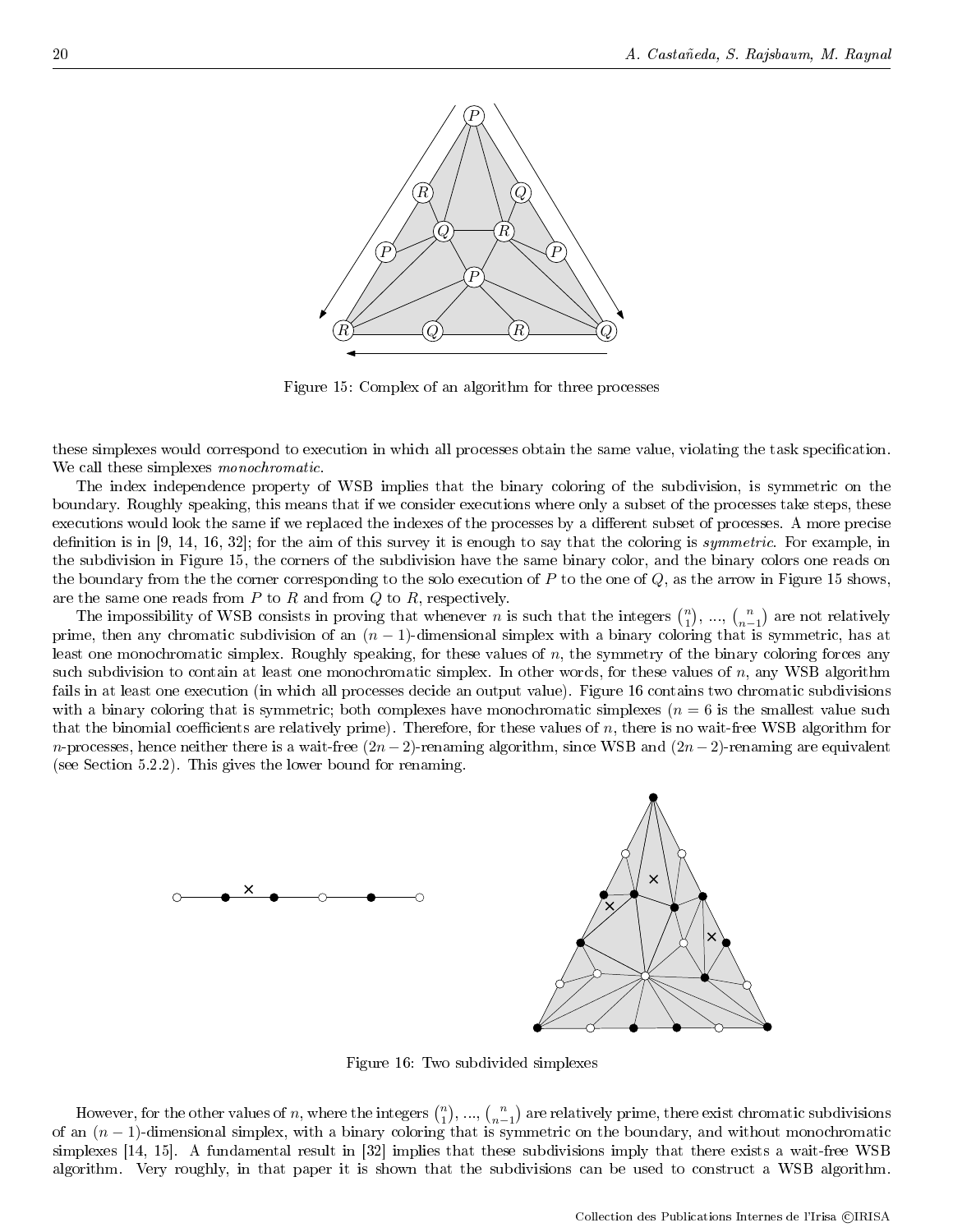Figure 15: Complex of an algorithm for three processes

these simplexes would correspond to execution in which all processes obtain the same value, violating the task specification. We call these simplexes *monochromatic*.

The index independence property of WSB implies that the binary coloring of the subdivision, is symmetric on the boundary. Roughly speaking, this means that if we consider executions where only a subset of the processes take steps, these executions would look the same if we replaced the indexes of the processes by a different subset of processes. A more precise definition is in [9, 14, 16, 32]; for the aim of this survey it is enough to say that the coloring is *symmetric*. For example, in the subdivision in Figure 15, the corners of the subdivision have the same binary color, and the binary colors one reads on the boundary from the the corner corresponding to the solo execution of $P$ to the one of $Q$, as the arrow in Figure 15 shows, are the same one reads from $P$ to $R$ and from $Q$ to $R$, respectively.

The impossibility of WSB consists in proving that whenever $n$ is such that the integers $\binom{n}{1}$, ..., $\binom{n}{n-1}$ are not relatively prime, then any chromatic subdivision of an $(n-1)$-dimensional simplex with a binary coloring that is symmetric, has at least one monochromatic simplex. Roughly speaking, for these values of $n$, the symmetry of the binary coloring forces any such subdivision to contain at least one monochromatic simplex. In other words, for these values of $n$, any WSB algorithm fails in at least one execution (in which all processes decide an output value). Figure 16 contains two chromatic subdivisions with a binary coloring that is symmetric; both complexes have monochromatic simplexes ($n = 6$ is the smallest value such that the binomial coefficients are relatively prime). Therefore, for these values of $n$, there is no wait-free WSB algorithm for $n$-processes, hence neither there is a wait-free $(2n-2)$-renaming algorithm, since WSB and $(2n-2)$-renaming are equivalent (see Section 5.2.2). This gives the lower bound for renaming.

Figure 16: Two subdivided simplexes

However, for the other values of $n$, where the integers $\binom{n}{1}$, ..., $\binom{n}{n-1}$ are relatively prime, there exist chromatic subdivisions of an $(n-1)$-dimensional simplex, with a binary coloring that is symmetric on the boundary, and without monochromatic simplexes [14, 15]. A fundamental result in [32] implies that these subdivisions imply that there exists a wait-free WSB algorithm. Very roughly, in that paper it is shown that the subdivisions can be used to construct a WSB algorithm.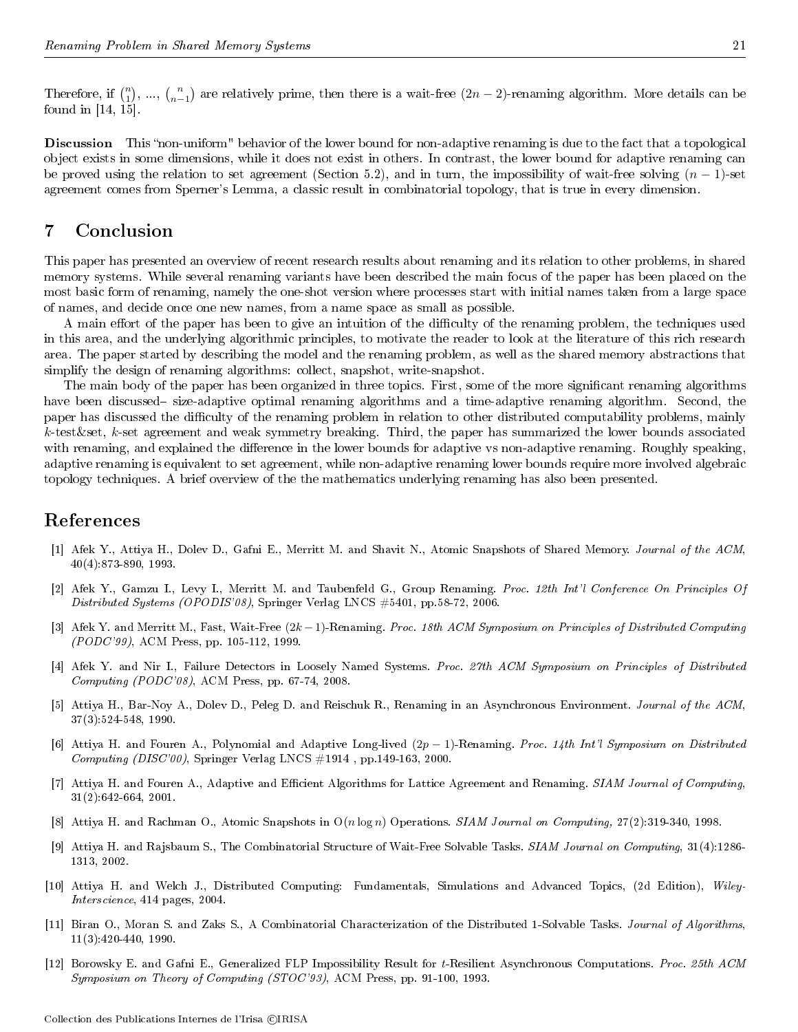Therefore, if $\binom{n}{1}$, ..., $\binom{n}{n-1}$ are relatively prime, then there is a wait-free $(2n-2)$-renaming algorithm. More details can be found in [14, 15].

**Discussion** This "non-uniform" behavior of the lower bound for non-adaptive renaming is due to the fact that a topological object exists in some dimensions, while it does not exist in others. In contrast, the lower bound for adaptive renaming can be proved using the relation to set agreement (Section 5.2), and in turn, the impossibility of wait-free solving $(n-1)$-set agreement comes from Sperner's Lemma, a classic result in combinatorial topology, that is true in every dimension.

## 7 Conclusion

This paper has presented an overview of recent research results about renaming and its relation to other problems, in shared memory systems. While several renaming variants have been described the main focus of the paper has been placed on the most basic form of renaming, namely the one-shot version where processes start with initial names taken from a large space of names, and decide once one new names, from a name space as small as possible.

A main effort of the paper has been to give an intuition of the difficulty of the renaming problem, the techniques used in this area, and the underlying algorithmic principles, to motivate the reader to look at the literature of this rich research area. The paper started by describing the model and the renaming problem, as well as the shared memory abstractions that simplify the design of renaming algorithms: collect, snapshot, write-snapshot.

The main body of the paper has been organized in three topics. First, some of the more significant renaming algorithms have been discussed– size-adaptive optimal renaming algorithms and a time-adaptive renaming algorithm. Second, the paper has discussed the difficulty of the renaming problem in relation to other distributed computability problems, mainly $k$-test&set, $k$-set agreement and weak symmetry breaking. Third, the paper has summarized the lower bounds associated with renaming, and explained the difference in the lower bounds for adaptive vs non-adaptive renaming. Roughly speaking, adaptive renaming is equivalent to set agreement, while non-adaptive renaming lower bounds require more involved algebraic topology techniques. A brief overview of the the mathematics underlying renaming has also been presented.

## References

[1] Afek Y., Attiya H., Dolev D., Gafni E., Merritt M. and Shavit N., Atomic Snapshots of Shared Memory. *Journal of the ACM*, 40(4):873-890, 1993.

[2] Afek Y., Gamzu I., Levy I., Merritt M. and Taubenfeld G., Group Renaming. *Proc. 12th Int'l Conference On Principles Of Distributed Systems (OPODIS'08)*, Springer Verlag LNCS #5401, pp.58-72, 2006.

[3] Afek Y. and Merritt M., Fast, Wait-Free $(2k-1)$-Renaming. *Proc. 18th ACM Symposium on Principles of Distributed Computing (PODC'99)*, ACM Press, pp. 105-112, 1999.

[4] Afek Y. and Nir I., Failure Detectors in Loosely Named Systems. *Proc. 27th ACM Symposium on Principles of Distributed Computing (PODC'08)*, ACM Press, pp. 67-74, 2008.

[5] Attiya H., Bar-Noy A., Dolev D., Peleg D. and Reischuk R., Renaming in an Asynchronous Environment. *Journal of the ACM*, 37(3):524-548, 1990.

[6] Attiya H. and Fouren A., Polynomial and Adaptive Long-lived $(2p-1)$-Renaming. *Proc. 14th Int'l Symposium on Distributed Computing (DISC'00)*, Springer Verlag LNCS #1914 , pp.149-163, 2000.

[7] Attiya H. and Fouren A., Adaptive and Efficient Algorithms for Lattice Agreement and Renaming. *SIAM Journal of Computing*, 31(2):642-664, 2001.

[8] Attiya H. and Rachman O., Atomic Snapshots in $O(n \log n)$ Operations. *SIAM Journal on Computing,* 27(2):319-340, 1998.

[9] Attiya H. and Rajsbaum S., The Combinatorial Structure of Wait-Free Solvable Tasks. *SIAM Journal on Computing*, 31(4):1286-1313, 2002.

[10] Attiya H. and Welch J., Distributed Computing: Fundamentals, Simulations and Advanced Topics, (2d Edition), *Wiley-Interscience*, 414 pages, 2004.

[11] Biran O., Moran S. and Zaks S., A Combinatorial Characterization of the Distributed 1-Solvable Tasks. *Journal of Algorithms*, 11(3):420-440, 1990.

[12] Borowsky E. and Gafni E., Generalized FLP Impossibility Result for $t$-Resilient Asynchronous Computations. *Proc. 25th ACM Symposium on Theory of Computing (STOC'93)*, ACM Press, pp. 91-100, 1993.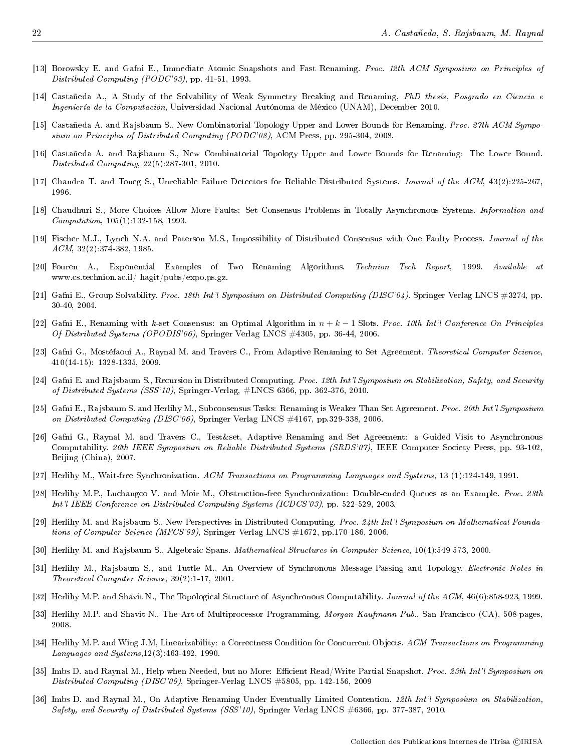[13] Borowsky E. and Gafni E., Immediate Atomic Snapshots and Fast Renaming. *Proc. 12th ACM Symposium on Principles of Distributed Computing (PODC'93)*, pp. 41-51, 1993.

[14] Castañeda A., A Study of the Solvability of Weak Symmetry Breaking and Renaming, *PhD thesis, Posgrado en Ciencia e Ingeniería de la Computación*, Universidad Nacional Autónoma de México (UNAM), December 2010.

[15] Castañeda A. and Rajsbaum S., New Combinatorial Topology Upper and Lower Bounds for Renaming. *Proc. 27th ACM Symposium on Principles of Distributed Computing (PODC'08)*, ACM Press, pp. 295-304, 2008.

[16] Castañeda A. and Rajsbaum S., New Combinatorial Topology Upper and Lower Bounds for Renaming: The Lower Bound. *Distributed Computing*, 22(5):287-301, 2010.

[17] Chandra T. and Toueg S., Unreliable Failure Detectors for Reliable Distributed Systems. *Journal of the ACM*, 43(2):225-267, 1996.

[18] Chaudhuri S., More Choices Allow More Faults: Set Consensus Problems in Totally Asynchronous Systems. *Information and Computation*, 105(1):132-158, 1993.

[19] Fischer M.J., Lynch N.A. and Paterson M.S., Impossibility of Distributed Consensus with One Faulty Process. *Journal of the ACM*, 32(2):374-382, 1985.

[20] Fouren A., Exponential Examples of Two Renaming Algorithms. *Technion Tech Report*, 1999. *Available at* www.cs.technion.ac.il/ hagit/pubs/expo.ps.gz.

[21] Gafni E., Group Solvability. *Proc. 18th Int'l Symposium on Distributed Computing (DISC'04)*. Springer Verlag LNCS #3274, pp. 30-40, 2004.

[22] Gafni E., Renaming with $k$-set Consensus: an Optimal Algorithm in $n+k-1$ Slots. *Proc. 10th Int'l Conference On Principles Of Distributed Systems (OPODIS'06)*, Springer Verlag LNCS #4305, pp. 36-44, 2006.

[23] Gafni G., Mostéfaoui A., Raynal M. and Travers C., From Adaptive Renaming to Set Agreement. *Theoretical Computer Science*, 410(14-15): 1328-1335, 2009.

[24] Gafni E. and Rajsbaum S., Recursion in Distributed Computing. *Proc. 12th Int'l Symposium on Stabilization, Safety, and Security of Distributed Systems (SSS'10)*, Springer-Verlag, #LNCS 6366, pp. 362-376, 2010.

[25] Gafni E., Rajsbaum S. and Herlihy M., Subconsensus Tasks: Renaming is Weaker Than Set Agreement. *Proc. 20th Int'l Symposium on Distributed Computing (DISC'06)*, Springer Verlag LNCS #4167, pp.329-338, 2006.

[26] Gafni G., Raynal M. and Travers C., Test&set, Adaptive Renaming and Set Agreement: a Guided Visit to Asynchronous Computability. *26th IEEE Symposium on Reliable Distributed Systems (SRDS'07)*, IEEE Computer Society Press, pp. 93-102, Beijing (China), 2007.

[27] Herlihy M., Wait-free Synchronization. *ACM Transactions on Programming Languages and Systems*, 13 (1):124-149, 1991.

[28] Herlihy M.P., Luchangco V. and Moir M., Obstruction-free Synchronization: Double-ended Queues as an Example. *Proc. 23th Int'l IEEE Conference on Distributed Computing Systems (ICDCS'03)*, pp. 522-529, 2003.

[29] Herlihy M. and Rajsbaum S., New Perspectives in Distributed Computing. *Proc. 24th Int'l Symposium on Mathematical Foundations of Computer Science (MFCS'99)*, Springer Verlag LNCS #1672, pp.170-186, 2006.

[30] Herlihy M. and Rajsbaum S., Algebraic Spans. *Mathematical Structures in Computer Science*, 10(4):549-573, 2000.

[31] Herlihy M., Rajsbaum S., and Tuttle M., An Overview of Synchronous Message-Passing and Topology. *Electronic Notes in Theoretical Computer Science*, 39(2):1-17, 2001.

[32] Herlihy M.P. and Shavit N., The Topological Structure of Asynchronous Computability. *Journal of the ACM*, 46(6):858-923, 1999.

[33] Herlihy M.P. and Shavit N., The Art of Multiprocessor Programming, *Morgan Kaufmann Pub.*, San Francisco (CA), 508 pages, 2008.

[34] Herlihy M.P. and Wing J.M, Linearizability: a Correctness Condition for Concurrent Objects. *ACM Transactions on Programming Languages and Systems*,12(3):463-492, 1990.

[35] Imbs D. and Raynal M., Help when Needed, but no More: Efficient Read/Write Partial Snapshot. *Proc. 23th Int'l Symposium on Distributed Computing (DISC'09)*, Springer-Verlag LNCS #5805, pp. 142-156, 2009

[36] Imbs D. and Raynal M., On Adaptive Renaming Under Eventually Limited Contention. *12th Int'l Symposium on Stabilization, Safety, and Security of Distributed Systems (SSS'10)*, Springer Verlag LNCS #6366, pp. 377-387, 2010.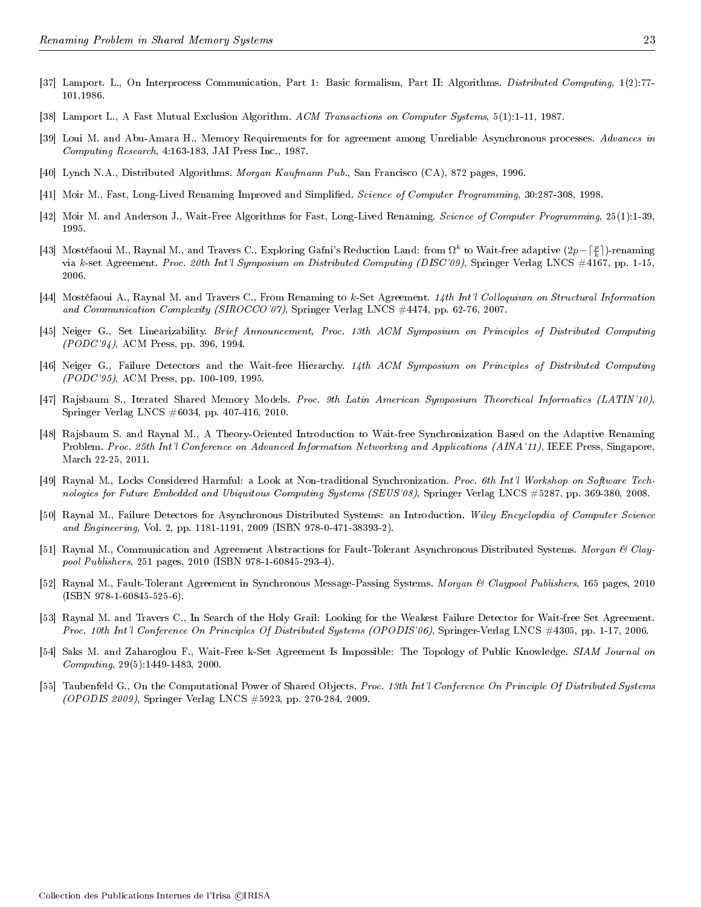[37] Lamport. L., On Interprocess Communication, Part 1: Basic formalism, Part II: Algorithms. *Distributed Computing*, 1(2):77-101,1986.

[38] Lamport L., A Fast Mutual Exclusion Algorithm. *ACM Transactions on Computer Systems*, 5(1):1-11, 1987.

[39] Loui M. and Abu-Amara H., Memory Requirements for for agreement among Unreliable Asynchronous processes. *Advances in Computing Research*, 4:163-183, JAI Press Inc., 1987.

[40] Lynch N.A., Distributed Algorithms. *Morgan Kaufmann Pub.*, San Francisco (CA), 872 pages, 1996.

[41] Moir M., Fast, Long-Lived Renaming Improved and Simplified. *Science of Computer Programming*, 30:287-308, 1998.

[42] Moir M. and Anderson J., Wait-Free Algorithms for Fast, Long-Lived Renaming. *Science of Computer Programming*, 25(1):1-39, 1995.

[43] Mostéfaoui M., Raynal M., and Travers C., Exploring Gafni's Reduction Land: from $\Omega^k$ to Wait-free adaptive $(2p - \lceil \frac{p}{k} \rceil)$-renaming via $k$-set Agreement. *Proc. 20th Int'l Symposium on Distributed Computing (DISC'09)*, Springer Verlag LNCS #4167, pp. 1-15, 2006.

[44] Mostéfaoui A., Raynal M. and Travers C., From Renaming to $k$-Set Agreement. *14th Int'l Colloquium on Structural Information and Communication Complexity (SIROCCO'07)*, Springer Verlag LNCS #4474, pp. 62-76, 2007.

[45] Neiger G., Set Linearizability. *Brief Announcement, Proc. 13th ACM Symposium on Principles of Distributed Computing (PODC'94)*, ACM Press, pp. 396, 1994.

[46] Neiger G., Failure Detectors and the Wait-free Hierarchy. *14th ACM Symposium on Principles of Distributed Computing (PODC'95)*, ACM Press, pp. 100-109, 1995.

[47] Rajsbaum S., Iterated Shared Memory Models. *Proc. 9th Latin American Symposium Theoretical Informatics (LATIN'10)*, Springer Verlag LNCS #6034, pp. 407-416, 2010.

[48] Rajsbaum S. and Raynal M., A Theory-Oriented Introduction to Wait-free Synchronization Based on the Adaptive Renaming Problem. *Proc. 25th Int'l Conference on Advanced Information Networking and Applications (AINA'11)*, IEEE Press, Singapore, March 22-25, 2011.

[49] Raynal M., Locks Considered Harmful: a Look at Non-traditional Synchronization. *Proc. 6th Int'l Workshop on Software Technologies for Future Embedded and Ubiquitous Computing Systems (SEUS'08)*, Springer Verlag LNCS #5287, pp. 369-380, 2008.

[50] Raynal M., Failure Detectors for Asynchronous Distributed Systems: an Introduction. *Wiley Encyclopdia of Computer Science and Engineering*, Vol. 2, pp. 1181-1191, 2009 (ISBN 978-0-471-38393-2).

[51] Raynal M., Communication and Agreement Abstractions for Fault-Tolerant Asynchronous Distributed Systems. *Morgan & Claypool Publishers*, 251 pages, 2010 (ISBN 978-1-60845-293-4).

[52] Raynal M., Fault-Tolerant Agreement in Synchronous Message-Passing Systems. *Morgan & Claypool Publishers*, 165 pages, 2010 (ISBN 978-1-60845-525-6).

[53] Raynal M. and Travers C., In Search of the Holy Grail: Looking for the Weakest Failure Detector for Wait-free Set Agreement. *Proc. 10th Int'l Conference On Principles Of Distributed Systems (OPODIS'06)*, Springer-Verlag LNCS #4305, pp. 1-17, 2006.

[54] Saks M. and Zaharoglou F., Wait-Free k-Set Agreement Is Impossible: The Topology of Public Knowledge. *SIAM Journal on Computing*, 29(5):1449-1483, 2000.

[55] Taubenfeld G., On the Computational Power of Shared Objects. *Proc. 13th Int'l Conference On Principle Of Distributed Systems (OPODIS 2009)*, Springer Verlag LNCS #5923, pp. 270-284, 2009.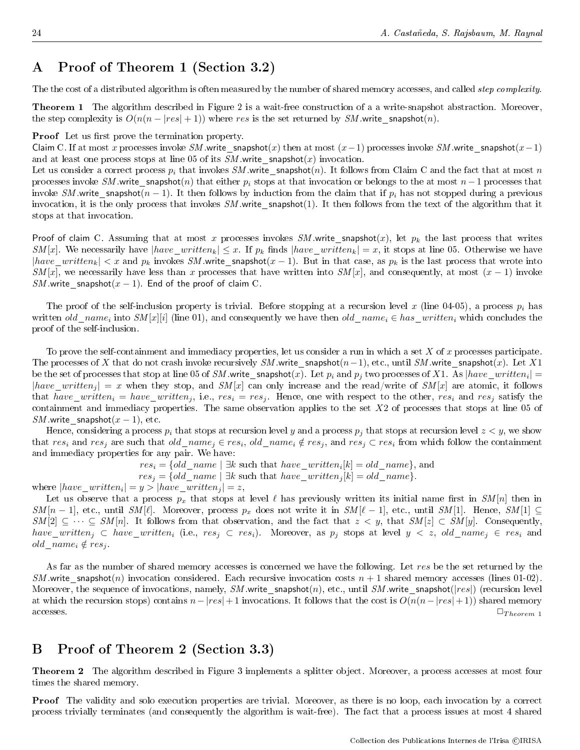# A Proof of Theorem 1 (Section 3.2)

The the cost of a distributed algorithm is often measured by the number of shared memory accesses, and called *step complexity*.

**Theorem 1** The algorithm described in Figure 2 is a wait-free construction of a a write-snapshot abstraction. Moreover, the step complexity is $O(n(n-|res|+1))$ where $res$ is the set returned by $SM.\mathsf{write\_snapshot}(n)$.

**Proof** Let us first prove the termination property.

Claim C. If at most $x$ processes invoke $SM.\mathsf{write\_snapshot}(x)$ then at most $(x-1)$ processes invoke $SM.\mathsf{write\_snapshot}(x-1)$ and at least one process stops at line 05 of its $SM.\mathsf{write\_snapshot}(x)$ invocation.

Let us consider a correct process $p_i$ that invokes $SM.\mathsf{write\_snapshot}(n)$. It follows from Claim C and the fact that at most $n$ processes invoke $SM.\mathsf{write\_snapshot}(n)$ that either $p_i$ stops at that invocation or belongs to the at most $n-1$ processes that invoke $SM.\mathsf{write\_snapshot}(n-1)$. It then follows by induction from the claim that if $p_i$ has not stopped during a previous invocation, it is the only process that invokes $SM.\mathsf{write\_snapshot}(1)$. It then follows from the text of the algorithm that it stops at that invocation.

Proof of claim C. Assuming that at most $x$ processes invokes $SM.\mathsf{write\_snapshot}(x)$, let $p_k$ the last process that writes $SM[x]$. We necessarily have $|have\_written_k| \leq x$. If $p_k$ finds $|have\_written_k| = x$, it stops at line 05. Otherwise we have $|have\_written_k| < x$ and $p_k$ invokes $SM.\mathsf{write\_snapshot}(x-1)$. But in that case, as $p_k$ is the last process that wrote into $SM[x]$, we necessarily have less than $x$ processes that have written into $SM[x]$, and consequently, at most $(x-1)$ invoke $SM.\mathsf{write\_snapshot}(x-1)$. End of the proof of claim C.

The proof of the self-inclusion property is trivial. Before stopping at a recursion level $x$ (line 04-05), a process $p_i$ has written $old\_name_i$ into $SM[x][i]$ (line 01), and consequently we have then $old\_name_i \in has\_written_i$ which concludes the proof of the self-inclusion.

To prove the self-containment and immediacy properties, let us consider a run in which a set $X$ of $x$ processes participate. The processes of $X$ that do not crash invoke recursively $SM.\mathsf{write\_snapshot}(n-1)$, etc., until $SM.\mathsf{write\_snapshot}(x)$. Let $X1$ be the set of processes that stop at line 05 of $SM.\mathsf{write\_snapshot}(x)$. Let $p_i$ and $p_j$ two processes of $X1$. As $|have\_written_i| = |have\_written_j| = x$ when they stop, and $SM[x]$ can only increase and the read/write of $SM[x]$ are atomic, it follows that $have\_written_i = have\_written_j$, i.e., $res_i = res_j$. Hence, one with respect to the other, $res_i$ and $res_j$ satisfy the containment and immediacy properties. The same observation applies to the set $X2$ of processes that stops at line 05 of $SM.\mathsf{write\_snapshot}(x-1)$, etc.

Hence, considering a process $p_i$ that stops at recursion level $y$ and a process $p_j$ that stops at recursion level $z < y$, we show that $res_i$ and $res_j$ are such that $old\_name_j \in res_i$, $old\_name_i \notin res_j$, and $res_j \subset res_i$ from which follow the containment and immediacy properties for any pair. We have:

$$res_i = \{old\_name \mid \exists k \text{ such that } have\_written_i[k] = old\_name\}, \text{ and}$$
$$res_j = \{old\_name \mid \exists k \text{ such that } have\_written_j[k] = old\_name\}.$$

where $|have\_written_i| = y > |have\_written_j| = z$,

Let us observe that a process $p_x$ that stops at level $\ell$ has previously written its initial name first in $SM[n]$ then in $SM[n-1]$, etc., until $SM[\ell]$. Moreover, process $p_x$ does not write it in $SM[\ell-1]$, etc., until $SM[1]$. Hence, $SM[1] \subseteq SM[2] \subseteq \cdots \subseteq SM[n]$. It follows from that observation, and the fact that $z < y$, that $SM[z] \subset SM[y]$. Consequently, $have\_written_j \subset have\_written_i$ (i.e., $res_j \subset res_i$). Moreover, as $p_j$ stops at level $y < z$, $old\_name_j \in res_i$ and $old\_name_i \notin res_j$.

As far as the number of shared memory accesses is concerned we have the following. Let $res$ be the set returned by the $SM.\mathsf{write\_snapshot}(n)$ invocation considered. Each recursive invocation costs $n+1$ shared memory accesses (lines 01-02). Moreover, the sequence of invocations, namely, $SM.\mathsf{write\_snapshot}(n)$, etc., until $SM.\mathsf{write\_snapshot}(|res|)$ (recursion level at which the recursion stops) contains $n-|res|+1$ invocations. It follows that the cost is $O(n(n-|res|+1))$ shared memory accesses. $\Box_{Theorem\ 1}$

# B Proof of Theorem 2 (Section 3.3)

**Theorem 2** The algorithm described in Figure 3 implements a splitter object. Moreover, a process accesses at most four times the shared memory.

**Proof** The validity and solo execution properties are trivial. Moreover, as there is no loop, each invocation by a correct process trivially terminates (and consequently the algorithm is wait-free). The fact that a process issues at most 4 shared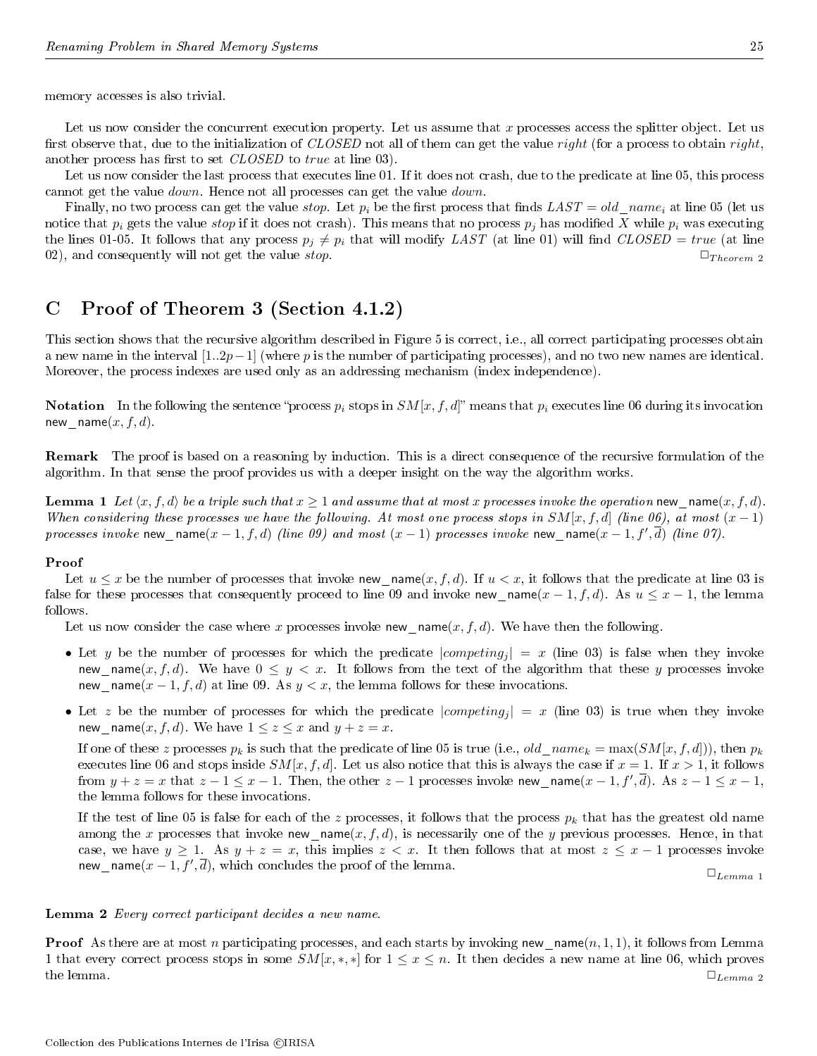memory accesses is also trivial.

Let us now consider the concurrent execution property. Let us assume that $x$ processes access the splitter object. Let us first observe that, due to the initialization of *CLOSED* not all of them can get the value *right* (for a process to obtain *right*, another process has first to set *CLOSED* to *true* at line 03).

Let us now consider the last process that executes line 01. If it does not crash, due to the predicate at line 05, this process cannot get the value *down*. Hence not all processes can get the value *down*.

Finally, no two process can get the value *stop*. Let $p_i$ be the first process that finds $LAST = old\_name_i$ at line 05 (let us notice that $p_i$ gets the value *stop* if it does not crash). This means that no process $p_j$ has modified $X$ while $p_i$ was executing the lines 01-05. It follows that any process $p_j \neq p_i$ that will modify $LAST$ (at line 01) will find $CLOSED = true$ (at line 02), and consequently will not get the value *stop*. $\Box_{Theorem\ 2}$

## C Proof of Theorem 3 (Section 4.1.2)

This section shows that the recursive algorithm described in Figure 5 is correct, i.e., all correct participating processes obtain a new name in the interval $[1..2p-1]$ (where $p$ is the number of participating processes), and no two new names are identical. Moreover, the process indexes are used only as an addressing mechanism (index independence).

**Notation** In the following the sentence "process $p_i$ stops in $SM[x, f, d]$" means that $p_i$ executes line 06 during its invocation new_name$(x, f, d)$.

**Remark** The proof is based on a reasoning by induction. This is a direct consequence of the recursive formulation of the algorithm. In that sense the proof provides us with a deeper insight on the way the algorithm works.

**Lemma 1** *Let $\langle x, f, d\rangle$ be a triple such that $x \geq 1$ and assume that at most $x$ processes invoke the operation* new_name$(x, f, d)$. *When considering these processes we have the following. At most one process stops in $SM[x, f, d]$ (line 06), at most $(x-1)$ processes invoke* new_name$(x-1, f, d)$ *(line 09) and most $(x-1)$ processes invoke* new_name$(x-1, f', \overline{d})$ *(line 07).*

**Proof**

Let $u \leq x$ be the number of processes that invoke new_name$(x, f, d)$. If $u < x$, it follows that the predicate at line 03 is false for these processes that consequently proceed to line 09 and invoke new_name$(x-1, f, d)$. As $u \leq x-1$, the lemma follows.

Let us now consider the case where $x$ processes invoke new_name$(x, f, d)$. We have then the following.

- Let $y$ be the number of processes for which the predicate $|competing_j| = x$ (line 03) is false when they invoke new_name$(x, f, d)$. We have $0 \leq y < x$. It follows from the text of the algorithm that these $y$ processes invoke new_name$(x-1, f, d)$ at line 09. As $y < x$, the lemma follows for these invocations.
- Let $z$ be the number of processes for which the predicate $|competing_j| = x$ (line 03) is true when they invoke new_name$(x, f, d)$. We have $1 \leq z \leq x$ and $y + z = x$.

  If one of these $z$ processes $p_k$ is such that the predicate of line 05 is true (i.e., $old\_name_k = \max(SM[x, f, d])$), then $p_k$ executes line 06 and stops inside $SM[x, f, d]$. Let us also notice that this is always the case if $x = 1$. If $x > 1$, it follows from $y + z = x$ that $z - 1 \leq x - 1$. Then, the other $z - 1$ processes invoke new_name$(x-1, f', \overline{d})$. As $z - 1 \leq x - 1$, the lemma follows for these invocations.

  If the test of line 05 is false for each of the $z$ processes, it follows that the process $p_k$ that has the greatest old name among the $x$ processes that invoke new_name$(x, f, d)$, is necessarily one of the $y$ previous processes. Hence, in that case, we have $y \geq 1$. As $y + z = x$, this implies $z < x$. It then follows that at most $z \leq x - 1$ processes invoke new_name$(x-1, f', \overline{d})$, which concludes the proof of the lemma. $\Box_{Lemma\ 1}$

**Lemma 2** *Every correct participant decides a new name.*

**Proof** As there are at most $n$ participating processes, and each starts by invoking new_name$(n, 1, 1)$, it follows from Lemma 1 that every correct process stops in some $SM[x, *, *]$ for $1 \leq x \leq n$. It then decides a new name at line 06, which proves the lemma. $\Box_{Lemma\ 2}$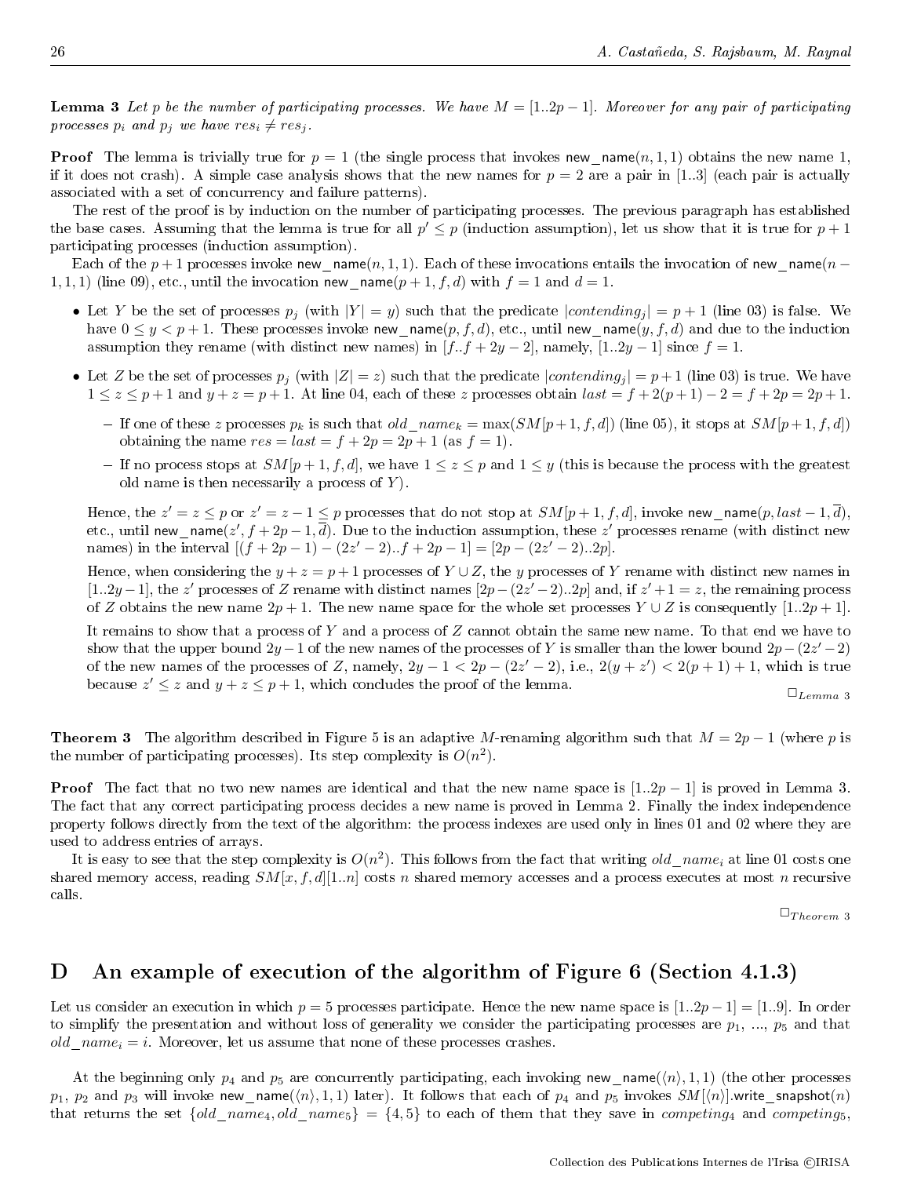**Lemma 3** *Let $p$ be the number of participating processes. We have $M = [1..2p-1]$. Moreover for any pair of participating processes $p_i$ and $p_j$ we have $res_i \neq res_j$.*

**Proof** The lemma is trivially true for $p = 1$ (the single process that invokes $\mathsf{new\_name}(n, 1, 1)$ obtains the new name 1, if it does not crash). A simple case analysis shows that the new names for $p = 2$ are a pair in $[1..3]$ (each pair is actually associated with a set of concurrency and failure patterns).

The rest of the proof is by induction on the number of participating processes. The previous paragraph has established the base cases. Assuming that the lemma is true for all $p' \leq p$ (induction assumption), let us show that it is true for $p+1$ participating processes (induction assumption).

Each of the $p+1$ processes invoke $\mathsf{new\_name}(n, 1, 1)$. Each of these invocations entails the invocation of $\mathsf{new\_name}(n-1, 1, 1)$ (line 09), etc., until the invocation $\mathsf{new\_name}(p+1, f, d)$ with $f = 1$ and $d = 1$.

- Let $Y$ be the set of processes $p_j$ (with $|Y| = y$) such that the predicate $|contending_j| = p+1$ (line 03) is false. We have $0 \leq y < p+1$. These processes invoke $\mathsf{new\_name}(p, f, d)$, etc., until $\mathsf{new\_name}(y, f, d)$ and due to the induction assumption they rename (with distinct new names) in $[f..f+2y-2]$, namely, $[1..2y-1]$ since $f = 1$.
- Let $Z$ be the set of processes $p_j$ (with $|Z| = z$) such that the predicate $|contending_j| = p+1$ (line 03) is true. We have $1 \leq z \leq p+1$ and $y + z = p+1$. At line 04, each of these $z$ processes obtain $last = f + 2(p+1) - 2 = f + 2p = 2p+1$.
  - If one of these $z$ processes $p_k$ is such that $old\_name_k = \max(SM[p+1, f, d])$ (line 05), it stops at $SM[p+1, f, d])$ obtaining the name $res = last = f + 2p = 2p+1$ (as $f = 1$).
  - If no process stops at $SM[p+1, f, d]$, we have $1 \leq z \leq p$ and $1 \leq y$ (this is because the process with the greatest old name is then necessarily a process of $Y$).

  Hence, the $z' = z \leq p$ or $z' = z - 1 \leq p$ processes that do not stop at $SM[p+1, f, d]$, invoke $\mathsf{new\_name}(p, last-1, \overline{d})$, etc., until $\mathsf{new\_name}(z', f+2p-1, \overline{d})$. Due to the induction assumption, these $z'$ processes rename (with distinct new names) in the interval $[(f+2p-1)-(2z'-2)..f+2p-1] = [2p-(2z'-2)..2p]$.

  Hence, when considering the $y+z = p+1$ processes of $Y \cup Z$, the $y$ processes of $Y$ rename with distinct new names in $[1..2y-1]$, the $z'$ processes of $Z$ rename with distinct names $[2p-(2z'-2)..2p]$ and, if $z'+1 = z$, the remaining process of $Z$ obtains the new name $2p+1$. The new name space for the whole set processes $Y \cup Z$ is consequently $[1..2p+1]$.

  It remains to show that a process of $Y$ and a process of $Z$ cannot obtain the same new name. To that end we have to show that the upper bound $2y-1$ of the new names of the processes of $Y$ is smaller than the lower bound $2p-(2z'-2)$ of the new names of the processes of $Z$, namely, $2y-1 < 2p-(2z'-2)$, i.e., $2(y+z') < 2(p+1)+1$, which is true because $z' \leq z$ and $y+z \leq p+1$, which concludes the proof of the lemma. $\square_{Lemma\ 3}$

**Theorem 3** The algorithm described in Figure 5 is an adaptive $M$-renaming algorithm such that $M = 2p-1$ (where $p$ is the number of participating processes). Its step complexity is $O(n^2)$.

**Proof** The fact that no two new names are identical and that the new name space is $[1..2p-1]$ is proved in Lemma 3. The fact that any correct participating process decides a new name is proved in Lemma 2. Finally the index independence property follows directly from the text of the algorithm: the process indexes are used only in lines 01 and 02 where they are used to address entries of arrays.

It is easy to see that the step complexity is $O(n^2)$. This follows from the fact that writing $old\_name_i$ at line 01 costs one shared memory access, reading $SM[x, f, d][1..n]$ costs $n$ shared memory accesses and a process executes at most $n$ recursive calls.

$\square_{Theorem\ 3}$

# D An example of execution of the algorithm of Figure 6 (Section 4.1.3)

Let us consider an execution in which $p = 5$ processes participate. Hence the new name space is $[1..2p-1] = [1..9]$. In order to simplify the presentation and without loss of generality we consider the participating processes are $p_1$, ..., $p_5$ and that $old\_name_i = i$. Moreover, let us assume that none of these processes crashes.

At the beginning only $p_4$ and $p_5$ are concurrently participating, each invoking $\mathsf{new\_name}(\langle n \rangle, 1, 1)$ (the other processes $p_1$, $p_2$ and $p_3$ will invoke $\mathsf{new\_name}(\langle n \rangle, 1, 1)$ later). It follows that each of $p_4$ and $p_5$ invokes $SM[\langle n \rangle].\mathsf{write\_snapshot}(n)$ that returns the set $\{old\_name_4, old\_name_5\} = \{4, 5\}$ to each of them that they save in $competing_4$ and $competing_5$,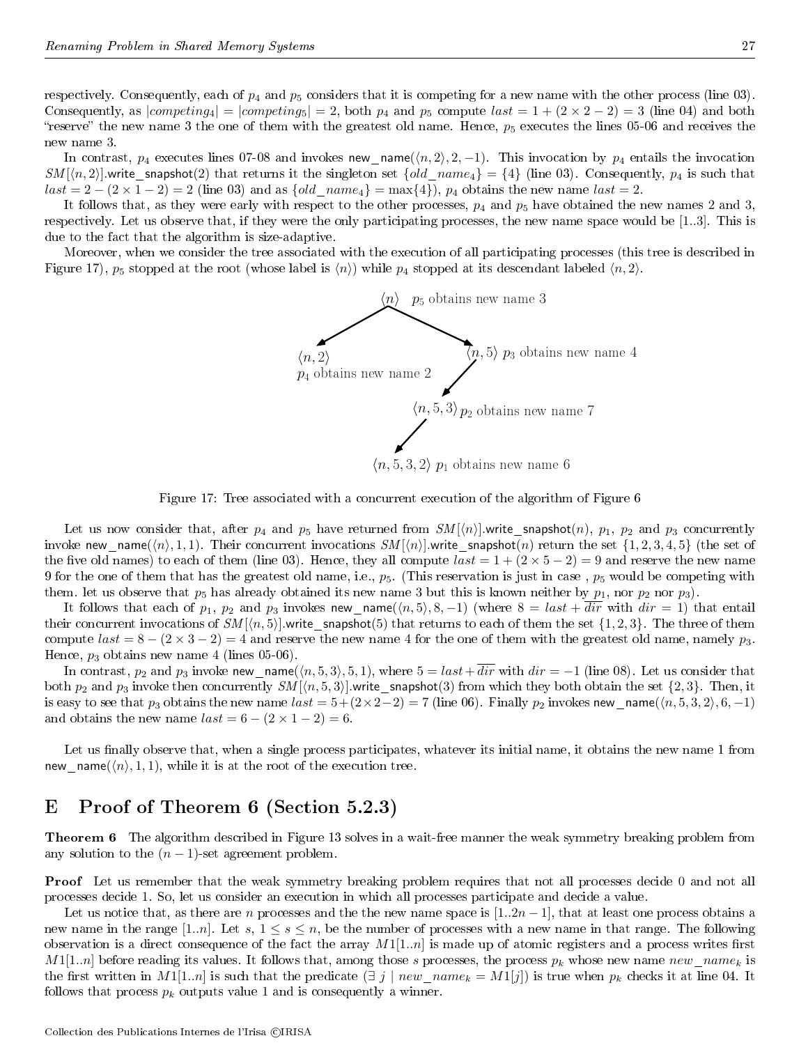respectively. Consequently, each of $p_4$ and $p_5$ considers that it is competing for a new name with the other process (line 03). Consequently, as $|competing_4| = |competing_5| = 2$, both $p_4$ and $p_5$ compute $last = 1 + (2 \times 2 - 2) = 3$ (line 04) and both "reserve" the new name 3 the one of them with the greatest old name. Hence, $p_5$ executes the lines 05-06 and receives the new name 3.

In contrast, $p_4$ executes lines 07-08 and invokes new_name($\langle n, 2\rangle, 2, -1$). This invocation by $p_4$ entails the invocation $SM[\langle n, 2\rangle]$.write_snapshot(2) that returns it the singleton set $\{old\_name_4\} = \{4\}$ (line 03). Consequently, $p_4$ is such that $last = 2 - (2 \times 1 - 2) = 2$ (line 03) and as $\{old\_name_4\} = \max\{4\}$), $p_4$ obtains the new name $last = 2$.

It follows that, as they were early with respect to the other processes, $p_4$ and $p_5$ have obtained the new names 2 and 3, respectively. Let us observe that, if they were the only participating processes, the new name space would be [1..3]. This is due to the fact that the algorithm is size-adaptive.

Moreover, when we consider the tree associated with the execution of all participating processes (this tree is described in Figure 17), $p_5$ stopped at the root (whose label is $\langle n\rangle$) while $p_4$ stopped at its descendant labeled $\langle n, 2\rangle$.

$\langle n\rangle$ $p_5$ obtains new name 3

$\langle n, 2\rangle$ $p_4$ obtains new name 2

$\langle n, 5\rangle$ $p_3$ obtains new name 4

$\langle n, 5, 3\rangle$ $p_2$ obtains new name 7

$\langle n, 5, 3, 2\rangle$ $p_1$ obtains new name 6

Figure 17: Tree associated with a concurrent execution of the algorithm of Figure 6

Let us now consider that, after $p_4$ and $p_5$ have returned from $SM[\langle n\rangle]$.write_snapshot($n$), $p_1$, $p_2$ and $p_3$ concurrently invoke new_name($\langle n\rangle, 1, 1$). Their concurrent invocations $SM[\langle n\rangle]$.write_snapshot($n$) return the set $\{1, 2, 3, 4, 5\}$ (the set of the five old names) to each of them (line 03). Hence, they all compute $last = 1 + (2 \times 5 - 2) = 9$ and reserve the new name 9 for the one of them that has the greatest old name, i.e., $p_5$. (This reservation is just in case , $p_5$ would be competing with them. let us observe that $p_5$ has already obtained its new name 3 but this is known neither by $p_1$, nor $p_2$ nor $p_3$).

It follows that each of $p_1$, $p_2$ and $p_3$ invokes new_name($\langle n, 5\rangle, 8, -1$) (where $8 = last + \overline{dir}$ with $dir = 1$) that entail their concurrent invocations of $SM[\langle n, 5\rangle]$.write_snapshot(5) that returns to each of them the set $\{1, 2, 3\}$. The three of them compute $last = 8 - (2 \times 3 - 2) = 4$ and reserve the new name 4 for the one of them with the greatest old name, namely $p_3$. Hence, $p_3$ obtains new name 4 (lines 05-06).

In contrast, $p_2$ and $p_3$ invoke new_name($\langle n, 5, 3\rangle, 5, 1$), where $5 = last + \overline{dir}$ with $dir = -1$ (line 08). Let us consider that both $p_2$ and $p_3$ invoke then concurrently $SM[\langle n, 5, 3\rangle]$.write_snapshot(3) from which they both obtain the set $\{2, 3\}$. Then, it is easy to see that $p_3$ obtains the new name $last = 5 + (2 \times 2 - 2) = 7$ (line 06). Finally $p_2$ invokes new_name($\langle n, 5, 3, 2\rangle, 6, -1$) and obtains the new name $last = 6 - (2 \times 1 - 2) = 6$.

Let us finally observe that, when a single process participates, whatever its initial name, it obtains the new name 1 from new_name($\langle n\rangle, 1, 1$), while it is at the root of the execution tree.

## E Proof of Theorem 6 (Section 5.2.3)

**Theorem 6** The algorithm described in Figure 13 solves in a wait-free manner the weak symmetry breaking problem from any solution to the $(n-1)$-set agreement problem.

**Proof** Let us remember that the weak symmetry breaking problem requires that not all processes decide 0 and not all processes decide 1. So, let us consider an execution in which all processes participate and decide a value.

Let us notice that, as there are $n$ processes and the the new name space is $[1..2n-1]$, that at least one process obtains a new name in the range $[1..n]$. Let $s$, $1 \leq s \leq n$, be the number of processes with a new name in that range. The following observation is a direct consequence of the fact the array $M1[1..n]$ is made up of atomic registers and a process writes first $M1[1..n]$ before reading its values. It follows that, among those $s$ processes, the process $p_k$ whose new name $new\_name_k$ is the first written in $M1[1..n]$ is such that the predicate $(\exists\ j \mid new\_name_k = M1[j])$ is true when $p_k$ checks it at line 04. It follows that process $p_k$ outputs value 1 and is consequently a winner.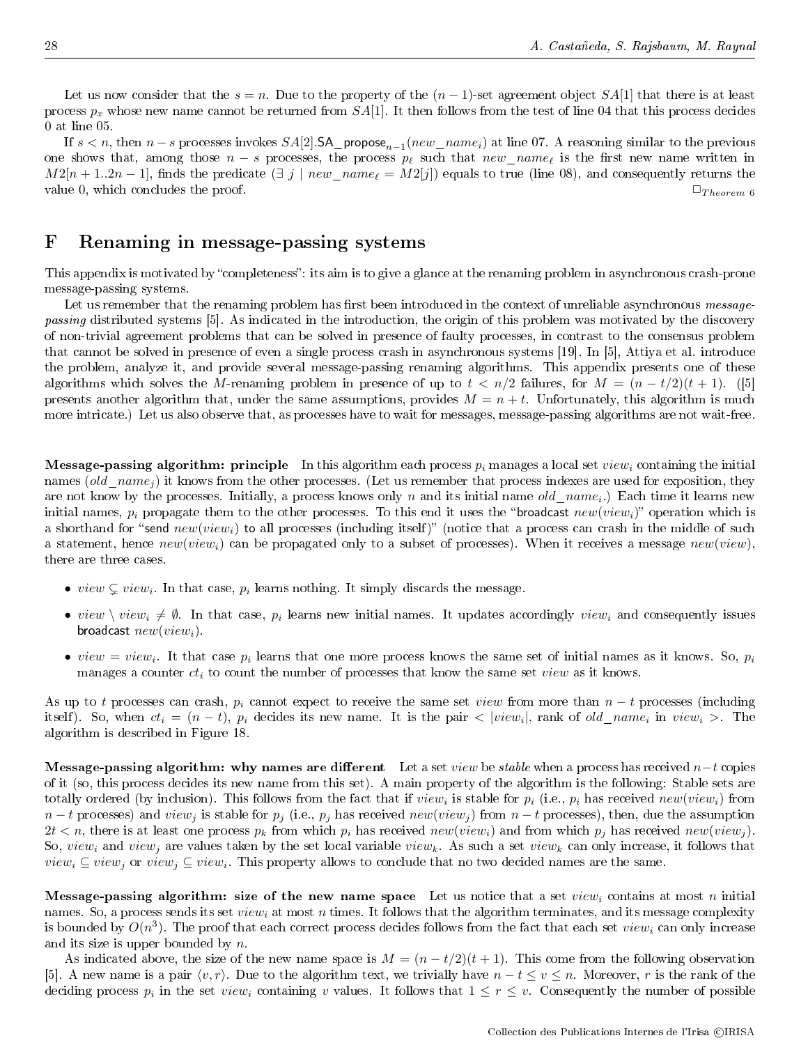Let us now consider that the $s = n$. Due to the property of the $(n-1)$-set agreement object $SA[1]$ that there is at least process $p_x$ whose new name cannot be returned from $SA[1]$. It then follows from the test of line 04 that this process decides 0 at line 05.

If $s < n$, then $n - s$ processes invokes $SA[2].\mathsf{SA\_propose}_{n-1}(new\_name_i)$ at line 07. A reasoning similar to the previous one shows that, among those $n - s$ processes, the process $p_\ell$ such that $new\_name_\ell$ is the first new name written in $M2[n+1..2n-1]$, finds the predicate $(\exists\ j \mid new\_name_\ell = M2[j])$ equals to true (line 08), and consequently returns the value 0, which concludes the proof. $\square_{Theorem\ 6}$

# F Renaming in message-passing systems

This appendix is motivated by "completeness": its aim is to give a glance at the renaming problem in asynchronous crash-prone message-passing systems.

Let us remember that the renaming problem has first been introduced in the context of unreliable asynchronous *message-passing* distributed systems [5]. As indicated in the introduction, the origin of this problem was motivated by the discovery of non-trivial agreement problems that can be solved in presence of faulty processes, in contrast to the consensus problem that cannot be solved in presence of even a single process crash in asynchronous systems [19]. In [5], Attiya et al. introduce the problem, analyze it, and provide several message-passing renaming algorithms. This appendix presents one of these algorithms which solves the $M$-renaming problem in presence of up to $t < n/2$ failures, for $M = (n - t/2)(t + 1)$. ([5] presents another algorithm that, under the same assumptions, provides $M = n + t$. Unfortunately, this algorithm is much more intricate.) Let us also observe that, as processes have to wait for messages, message-passing algorithms are not wait-free.

**Message-passing algorithm: principle** In this algorithm each process $p_i$ manages a local set $view_i$ containing the initial names ($old\_name_j$) it knows from the other processes. (Let us remember that process indexes are used for exposition, they are not know by the processes. Initially, a process knows only $n$ and its initial name $old\_name_i$.) Each time it learns new initial names, $p_i$ propagate them to the other processes. To this end it uses the "broadcast $new(view_i)$" operation which is a shorthand for "send $new(view_i)$ to all processes (including itself)" (notice that a process can crash in the middle of such a statement, hence $new(view_i)$ can be propagated only to a subset of processes). When it receives a message $new(view)$, there are three cases.

- $view \subsetneq view_i$. In that case, $p_i$ learns nothing. It simply discards the message.
- $view \setminus view_i \neq \emptyset$. In that case, $p_i$ learns new initial names. It updates accordingly $view_i$ and consequently issues broadcast $new(view_i)$.
- $view = view_i$. It that case $p_i$ learns that one more process knows the same set of initial names as it knows. So, $p_i$ manages a counter $ct_i$ to count the number of processes that know the same set $view$ as it knows.

As up to $t$ processes can crash, $p_i$ cannot expect to receive the same set $view$ from more than $n - t$ processes (including itself). So, when $ct_i = (n - t)$, $p_i$ decides its new name. It is the pair $< |view_i|$, rank of $old\_name_i$ in $view_i >$. The algorithm is described in Figure 18.

**Message-passing algorithm: why names are different** Let a set $view$ be *stable* when a process has received $n-t$ copies of it (so, this process decides its new name from this set). A main property of the algorithm is the following: Stable sets are totally ordered (by inclusion). This follows from the fact that if $view_i$ is stable for $p_i$ (i.e., $p_i$ has received $new(view_i)$ from $n - t$ processes) and $view_j$ is stable for $p_j$ (i.e., $p_j$ has received $new(view_j)$ from $n - t$ processes), then, due the assumption $2t < n$, there is at least one process $p_k$ from which $p_i$ has received $new(view_i)$ and from which $p_j$ has received $new(view_j)$. So, $view_i$ and $view_j$ are values taken by the set local variable $view_k$. As such a set $view_k$ can only increase, it follows that $view_i \subseteq view_j$ or $view_j \subseteq view_i$. This property allows to conclude that no two decided names are the same.

**Message-passing algorithm: size of the new name space** Let us notice that a set $view_i$ contains at most $n$ initial names. So, a process sends its set $view_i$ at most $n$ times. It follows that the algorithm terminates, and its message complexity is bounded by $O(n^3)$. The proof that each correct process decides follows from the fact that each set $view_i$ can only increase and its size is upper bounded by $n$.

As indicated above, the size of the new name space is $M = (n - t/2)(t + 1)$. This come from the following observation [5]. A new name is a pair $\langle v, r\rangle$. Due to the algorithm text, we trivially have $n - t \leq v \leq n$. Moreover, $r$ is the rank of the deciding process $p_i$ in the set $view_i$ containing $v$ values. It follows that $1 \leq r \leq v$. Consequently the number of possible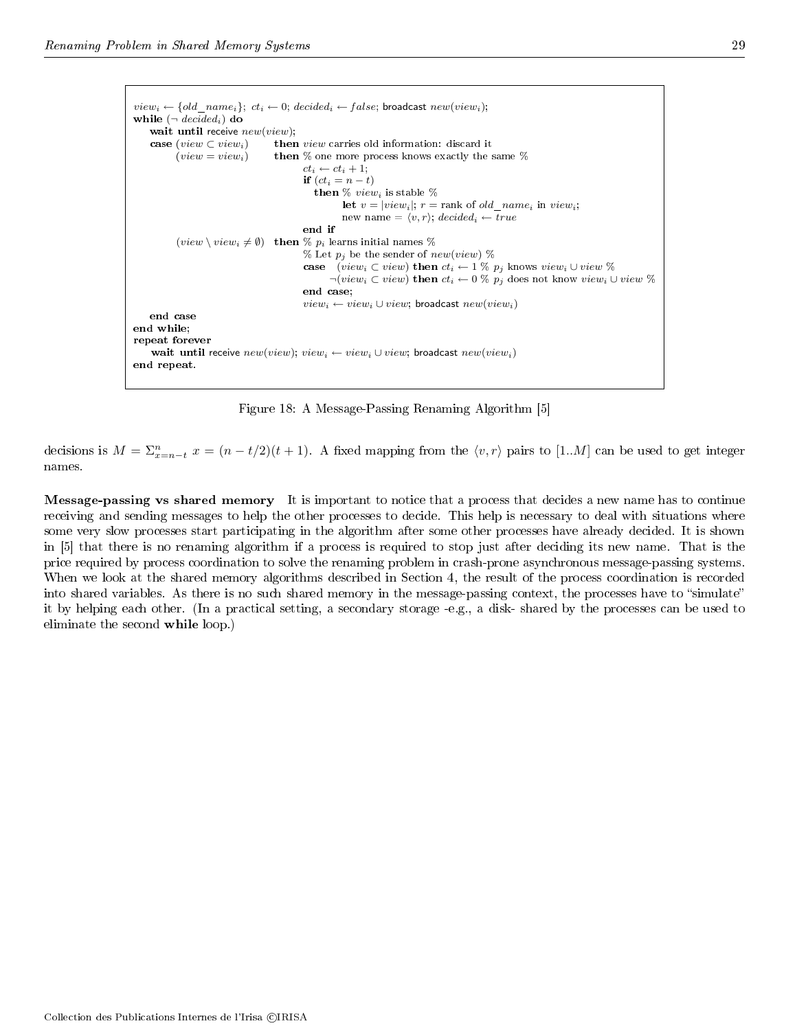```
view_i ← {old_name_i}; ct_i ← 0; decided_i ← false; broadcast new(view_i);
while (¬ decided_i) do
    wait until receive new(view);
    case (view ⊂ view_i)        then view carries old information: discard it
         (view = view_i)        then % one more process knows exactly the same %
                                     ct_i ← ct_i + 1;
                                     if (ct_i = n − t)
                                        then % view_i is stable %
                                             let v = |view_i|; r = rank of old_name_i in view_i;
                                             new name = ⟨v, r⟩; decided_i ← true
                                     end if
         (view \ view_i ≠ ∅)    then % p_i learns initial names %
                                     % Let p_j be the sender of new(view) %
                                     case   (view_i ⊂ view) then ct_i ← 1 % p_j knows view_i ∪ view %
                                           ¬(view_i ⊂ view) then ct_i ← 0 % p_j does not know view_i ∪ view %
                                     end case;
                                     view_i ← view_i ∪ view; broadcast new(view_i)
    end case
end while;
repeat forever
    wait until receive new(view); view_i ← view_i ∪ view; broadcast new(view_i)
end repeat.
```

Figure 18: A Message-Passing Renaming Algorithm [5]

decisions is $M = \Sigma_{x=n-t}^{n} \; x = (n - t/2)(t+1)$. A fixed mapping from the $\langle v, r \rangle$ pairs to $[1..M]$ can be used to get integer names.

**Message-passing vs shared memory** It is important to notice that a process that decides a new name has to continue receiving and sending messages to help the other processes to decide. This help is necessary to deal with situations where some very slow processes start participating in the algorithm after some other processes have already decided. It is shown in [5] that there is no renaming algorithm if a process is required to stop just after deciding its new name. That is the price required by process coordination to solve the renaming problem in crash-prone asynchronous message-passing systems. When we look at the shared memory algorithms described in Section 4, the result of the process coordination is recorded into shared variables. As there is no such shared memory in the message-passing context, the processes have to "simulate" it by helping each other. (In a practical setting, a secondary storage -e.g., a disk- shared by the processes can be used to eliminate the second **while** loop.)